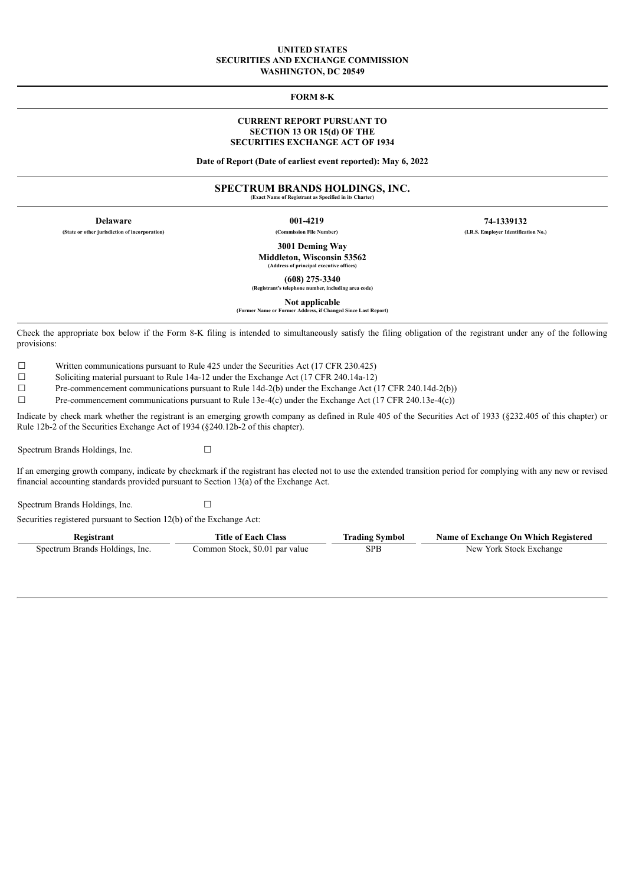**UNITED STATES**
**SECURITIES AND EXCHANGE COMMISSION**
**WASHINGTON, DC 20549**

---

**FORM 8-K**

---

**CURRENT REPORT PURSUANT TO**
**SECTION 13 OR 15(d) OF THE**
**SECURITIES EXCHANGE ACT OF 1934**

**Date of Report (Date of earliest event reported): May 6, 2022**

---

# SPECTRUM BRANDS HOLDINGS, INC.

(Exact Name of Registrant as Specified in its Charter)

---

| **Delaware** | **001-4219** | **74-1339132** |
|---|---|---|
| (State or other jurisdiction of incorporation) | (Commission File Number) | (I.R.S. Employer Identification No.) |

**3001 Deming Way**
**Middleton, Wisconsin 53562**
(Address of principal executive offices)

**(608) 275-3340**
(Registrant's telephone number, including area code)

**Not applicable**
(Former Name or Former Address, if Changed Since Last Report)

---

Check the appropriate box below if the Form 8-K filing is intended to simultaneously satisfy the filing obligation of the registrant under any of the following provisions:

☐ Written communications pursuant to Rule 425 under the Securities Act (17 CFR 230.425)

☐ Soliciting material pursuant to Rule 14a-12 under the Exchange Act (17 CFR 240.14a-12)

☐ Pre-commencement communications pursuant to Rule 14d-2(b) under the Exchange Act (17 CFR 240.14d-2(b))

☐ Pre-commencement communications pursuant to Rule 13e-4(c) under the Exchange Act (17 CFR 240.13e-4(c))

Indicate by check mark whether the registrant is an emerging growth company as defined in Rule 405 of the Securities Act of 1933 (§232.405 of this chapter) or Rule 12b-2 of the Securities Exchange Act of 1934 (§240.12b-2 of this chapter).

Spectrum Brands Holdings, Inc. ☐

If an emerging growth company, indicate by checkmark if the registrant has elected not to use the extended transition period for complying with any new or revised financial accounting standards provided pursuant to Section 13(a) of the Exchange Act.

Spectrum Brands Holdings, Inc. ☐

Securities registered pursuant to Section 12(b) of the Exchange Act:

| Registrant | Title of Each Class | Trading Symbol | Name of Exchange On Which Registered |
|---|---|---|---|
| Spectrum Brands Holdings, Inc. | Common Stock, $0.01 par value | SPB | New York Stock Exchange |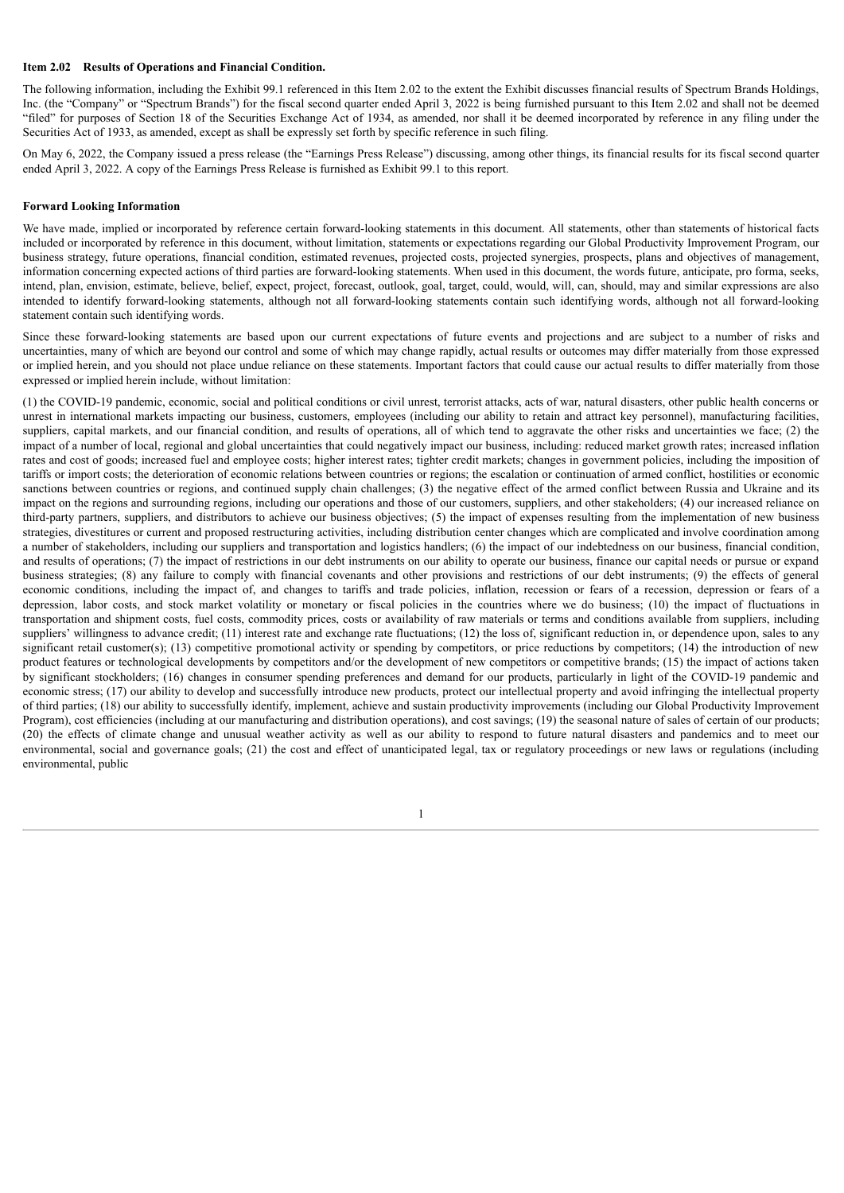**Item 2.02 Results of Operations and Financial Condition.**

The following information, including the Exhibit 99.1 referenced in this Item 2.02 to the extent the Exhibit discusses financial results of Spectrum Brands Holdings, Inc. (the "Company" or "Spectrum Brands") for the fiscal second quarter ended April 3, 2022 is being furnished pursuant to this Item 2.02 and shall not be deemed "filed" for purposes of Section 18 of the Securities Exchange Act of 1934, as amended, nor shall it be deemed incorporated by reference in any filing under the Securities Act of 1933, as amended, except as shall be expressly set forth by specific reference in such filing.

On May 6, 2022, the Company issued a press release (the "Earnings Press Release") discussing, among other things, its financial results for its fiscal second quarter ended April 3, 2022. A copy of the Earnings Press Release is furnished as Exhibit 99.1 to this report.

**Forward Looking Information**

We have made, implied or incorporated by reference certain forward-looking statements in this document. All statements, other than statements of historical facts included or incorporated by reference in this document, without limitation, statements or expectations regarding our Global Productivity Improvement Program, our business strategy, future operations, financial condition, estimated revenues, projected costs, projected synergies, prospects, plans and objectives of management, information concerning expected actions of third parties are forward-looking statements. When used in this document, the words future, anticipate, pro forma, seeks, intend, plan, envision, estimate, believe, belief, expect, project, forecast, outlook, goal, target, could, would, will, can, should, may and similar expressions are also intended to identify forward-looking statements, although not all forward-looking statements contain such identifying words, although not all forward-looking statement contain such identifying words.

Since these forward-looking statements are based upon our current expectations of future events and projections and are subject to a number of risks and uncertainties, many of which are beyond our control and some of which may change rapidly, actual results or outcomes may differ materially from those expressed or implied herein, and you should not place undue reliance on these statements. Important factors that could cause our actual results to differ materially from those expressed or implied herein include, without limitation:

(1) the COVID-19 pandemic, economic, social and political conditions or civil unrest, terrorist attacks, acts of war, natural disasters, other public health concerns or unrest in international markets impacting our business, customers, employees (including our ability to retain and attract key personnel), manufacturing facilities, suppliers, capital markets, and our financial condition, and results of operations, all of which tend to aggravate the other risks and uncertainties we face; (2) the impact of a number of local, regional and global uncertainties that could negatively impact our business, including: reduced market growth rates; increased inflation rates and cost of goods; increased fuel and employee costs; higher interest rates; tighter credit markets; changes in government policies, including the imposition of tariffs or import costs; the deterioration of economic relations between countries or regions; the escalation or continuation of armed conflict, hostilities or economic sanctions between countries or regions, and continued supply chain challenges; (3) the negative effect of the armed conflict between Russia and Ukraine and its impact on the regions and surrounding regions, including our operations and those of our customers, suppliers, and other stakeholders; (4) our increased reliance on third-party partners, suppliers, and distributors to achieve our business objectives; (5) the impact of expenses resulting from the implementation of new business strategies, divestitures or current and proposed restructuring activities, including distribution center changes which are complicated and involve coordination among a number of stakeholders, including our suppliers and transportation and logistics handlers; (6) the impact of our indebtedness on our business, financial condition, and results of operations; (7) the impact of restrictions in our debt instruments on our ability to operate our business, finance our capital needs or pursue or expand business strategies; (8) any failure to comply with financial covenants and other provisions and restrictions of our debt instruments; (9) the effects of general economic conditions, including the impact of, and changes to tariffs and trade policies, inflation, recession or fears of a recession, depression or fears of a depression, labor costs, and stock market volatility or monetary or fiscal policies in the countries where we do business; (10) the impact of fluctuations in transportation and shipment costs, fuel costs, commodity prices, costs or availability of raw materials or terms and conditions available from suppliers, including suppliers' willingness to advance credit; (11) interest rate and exchange rate fluctuations; (12) the loss of, significant reduction in, or dependence upon, sales to any significant retail customer(s); (13) competitive promotional activity or spending by competitors, or price reductions by competitors; (14) the introduction of new product features or technological developments by competitors and/or the development of new competitors or competitive brands; (15) the impact of actions taken by significant stockholders; (16) changes in consumer spending preferences and demand for our products, particularly in light of the COVID-19 pandemic and economic stress; (17) our ability to develop and successfully introduce new products, protect our intellectual property and avoid infringing the intellectual property of third parties; (18) our ability to successfully identify, implement, achieve and sustain productivity improvements (including our Global Productivity Improvement Program), cost efficiencies (including at our manufacturing and distribution operations), and cost savings; (19) the seasonal nature of sales of certain of our products; (20) the effects of climate change and unusual weather activity as well as our ability to respond to future natural disasters and pandemics and to meet our environmental, social and governance goals; (21) the cost and effect of unanticipated legal, tax or regulatory proceedings or new laws or regulations (including environmental, public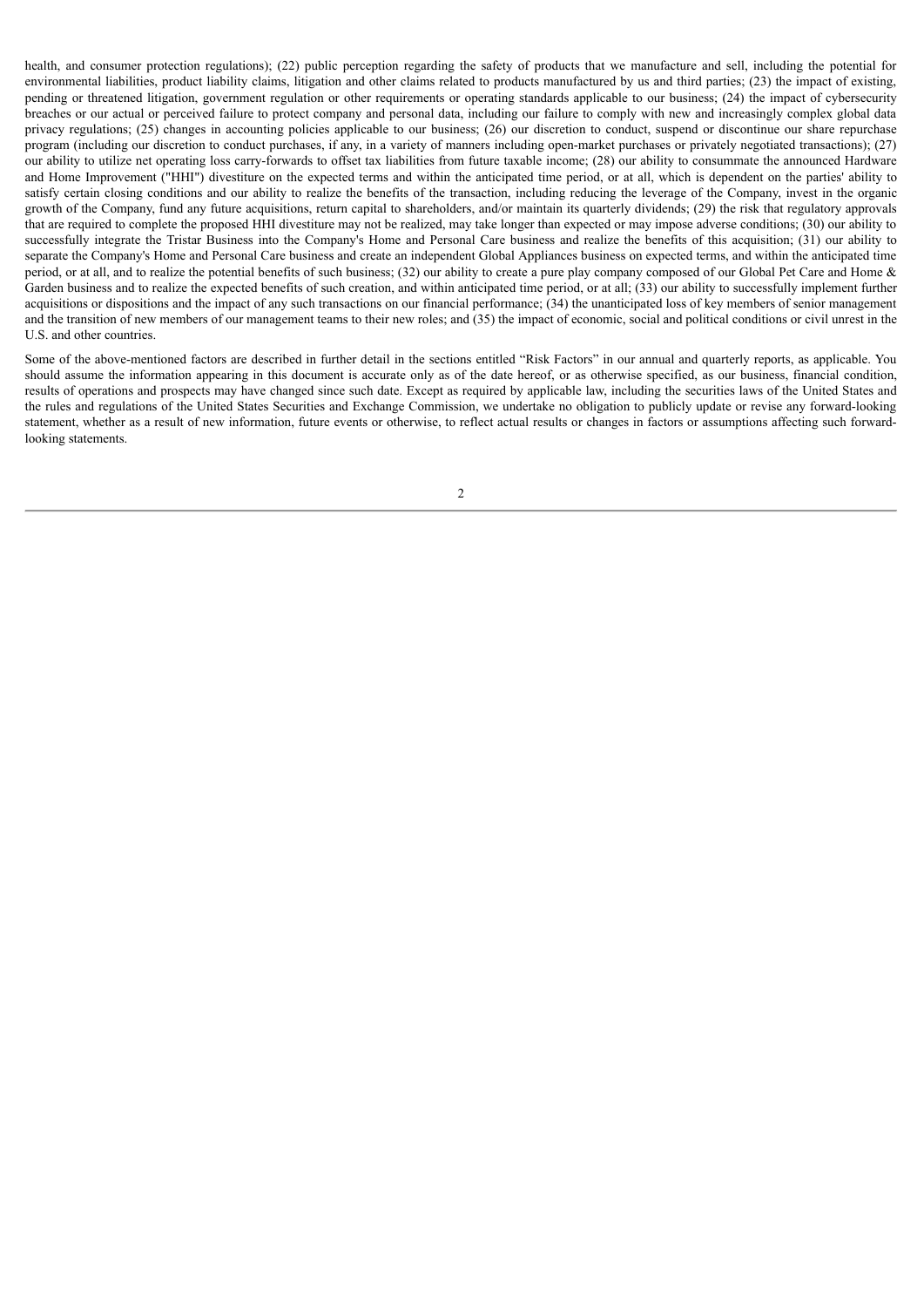health, and consumer protection regulations); (22) public perception regarding the safety of products that we manufacture and sell, including the potential for environmental liabilities, product liability claims, litigation and other claims related to products manufactured by us and third parties; (23) the impact of existing, pending or threatened litigation, government regulation or other requirements or operating standards applicable to our business; (24) the impact of cybersecurity breaches or our actual or perceived failure to protect company and personal data, including our failure to comply with new and increasingly complex global data privacy regulations; (25) changes in accounting policies applicable to our business; (26) our discretion to conduct, suspend or discontinue our share repurchase program (including our discretion to conduct purchases, if any, in a variety of manners including open-market purchases or privately negotiated transactions); (27) our ability to utilize net operating loss carry-forwards to offset tax liabilities from future taxable income; (28) our ability to consummate the announced Hardware and Home Improvement ("HHI") divestiture on the expected terms and within the anticipated time period, or at all, which is dependent on the parties' ability to satisfy certain closing conditions and our ability to realize the benefits of the transaction, including reducing the leverage of the Company, invest in the organic growth of the Company, fund any future acquisitions, return capital to shareholders, and/or maintain its quarterly dividends; (29) the risk that regulatory approvals that are required to complete the proposed HHI divestiture may not be realized, may take longer than expected or may impose adverse conditions; (30) our ability to successfully integrate the Tristar Business into the Company's Home and Personal Care business and realize the benefits of this acquisition; (31) our ability to separate the Company's Home and Personal Care business and create an independent Global Appliances business on expected terms, and within the anticipated time period, or at all, and to realize the potential benefits of such business; (32) our ability to create a pure play company composed of our Global Pet Care and Home & Garden business and to realize the expected benefits of such creation, and within anticipated time period, or at all; (33) our ability to successfully implement further acquisitions or dispositions and the impact of any such transactions on our financial performance; (34) the unanticipated loss of key members of senior management and the transition of new members of our management teams to their new roles; and (35) the impact of economic, social and political conditions or civil unrest in the U.S. and other countries.

Some of the above-mentioned factors are described in further detail in the sections entitled "Risk Factors" in our annual and quarterly reports, as applicable. You should assume the information appearing in this document is accurate only as of the date hereof, or as otherwise specified, as our business, financial condition, results of operations and prospects may have changed since such date. Except as required by applicable law, including the securities laws of the United States and the rules and regulations of the United States Securities and Exchange Commission, we undertake no obligation to publicly update or revise any forward-looking statement, whether as a result of new information, future events or otherwise, to reflect actual results or changes in factors or assumptions affecting such forward-looking statements.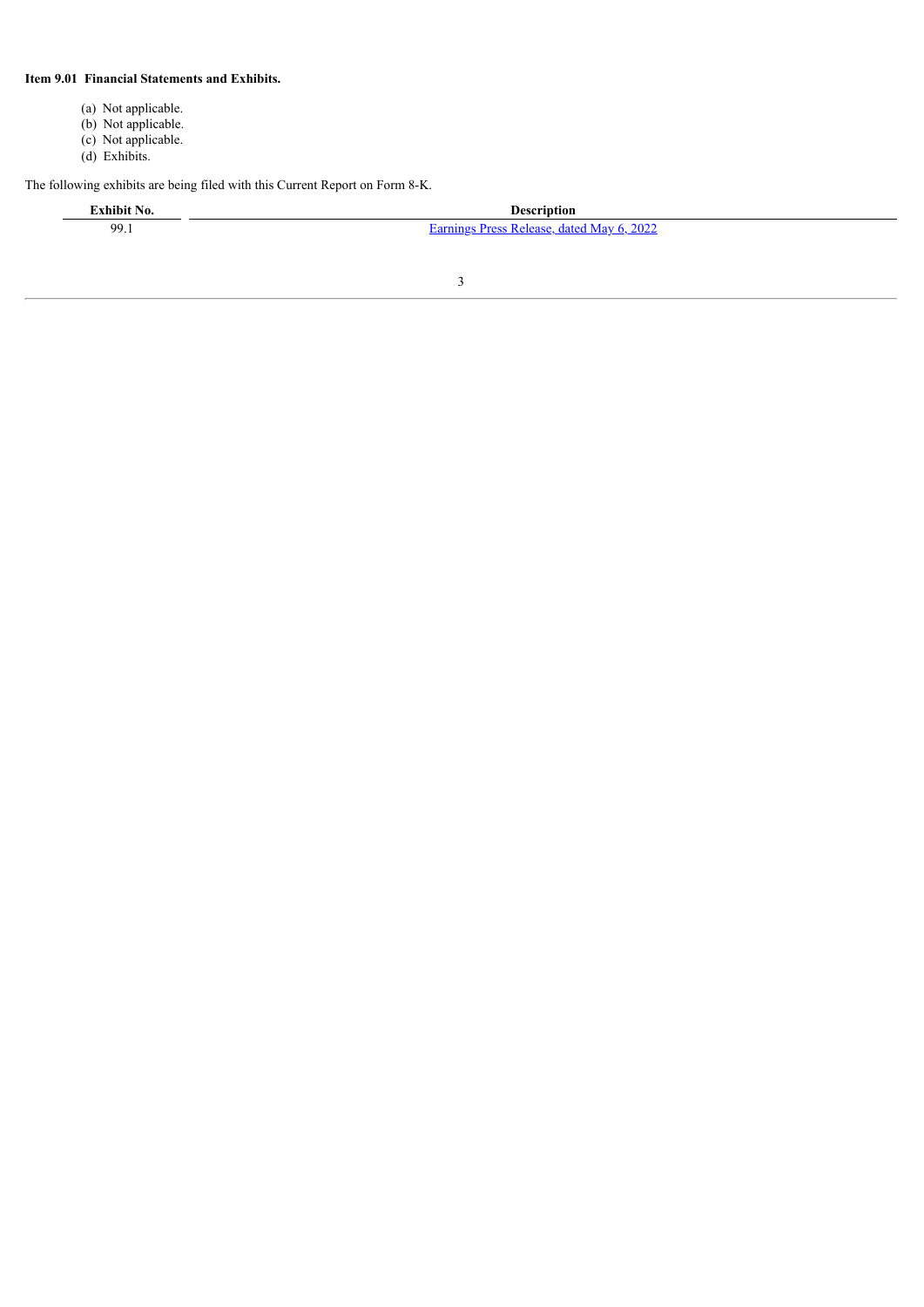**Item 9.01 Financial Statements and Exhibits.**

(a) Not applicable.
(b) Not applicable.
(c) Not applicable.
(d) Exhibits.

The following exhibits are being filed with this Current Report on Form 8-K.

| Exhibit No. | Description |
|---|---|
| 99.1 | Earnings Press Release, dated May 6, 2022 |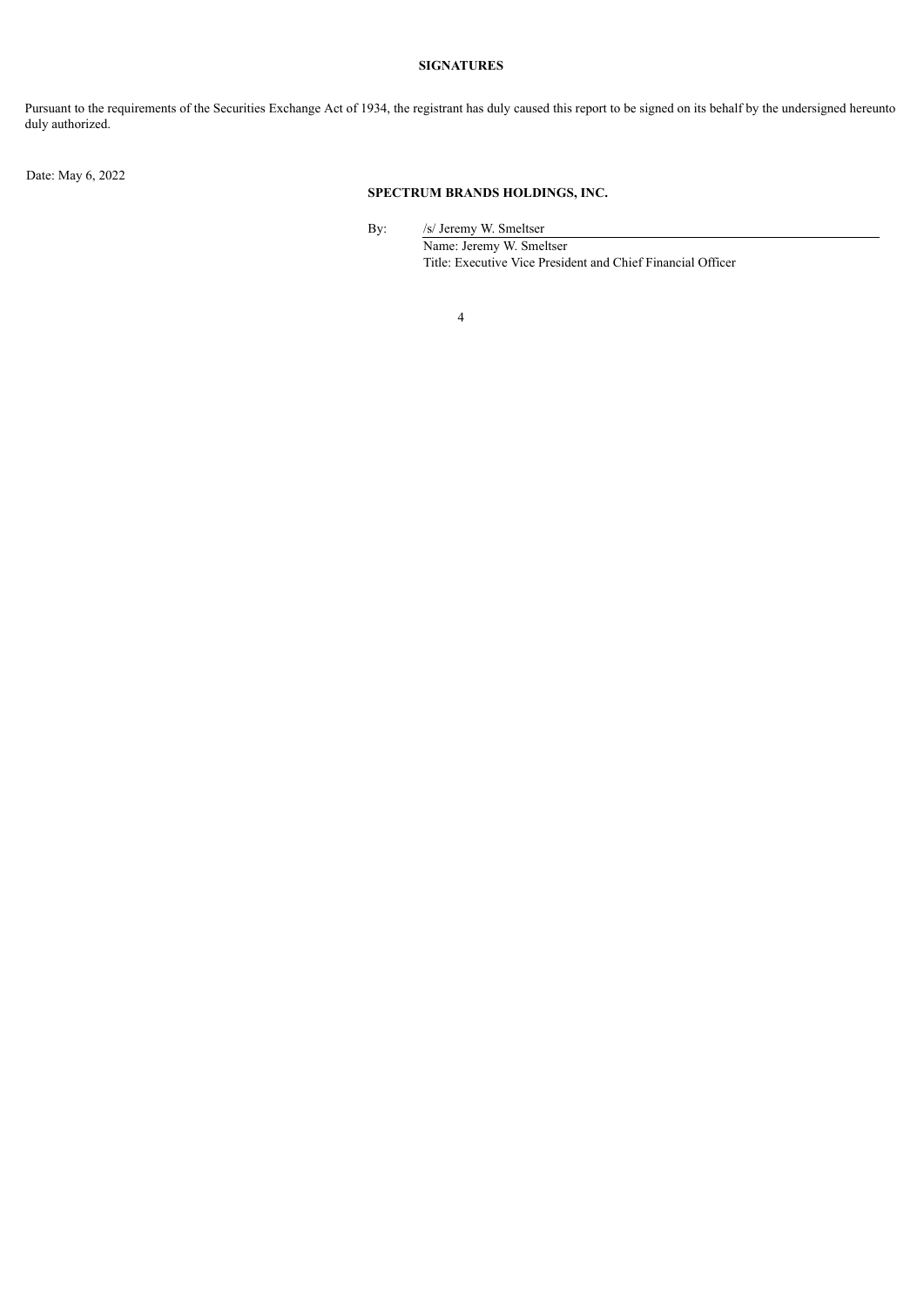**SIGNATURES**

Pursuant to the requirements of the Securities Exchange Act of 1934, the registrant has duly caused this report to be signed on its behalf by the undersigned hereunto duly authorized.

Date: May 6, 2022

**SPECTRUM BRANDS HOLDINGS, INC.**

By: /s/ Jeremy W. Smeltser
Name: Jeremy W. Smeltser
Title: Executive Vice President and Chief Financial Officer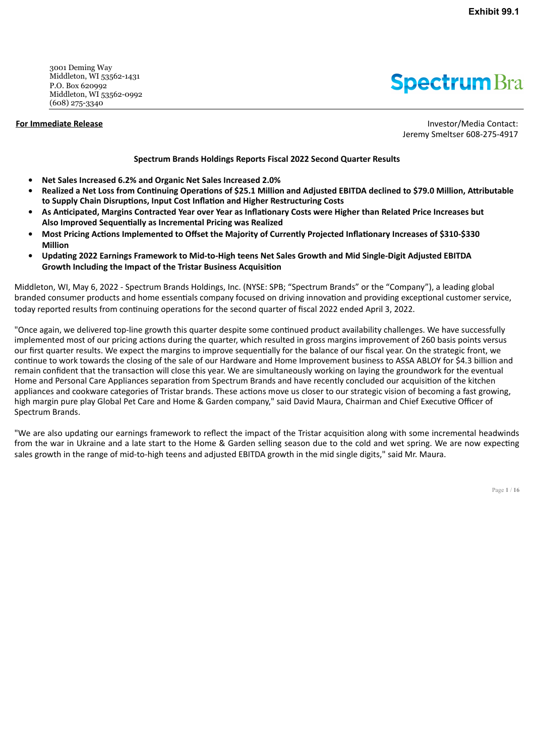Exhibit 99.1

3001 Deming Way
Middleton, WI 53562-1431
P.O. Box 620992
Middleton, WI 53562-0992
(608) 275-3340

Spectrum Bra

**For Immediate Release**

Investor/Media Contact:
Jeremy Smeltser 608-275-4917

**Spectrum Brands Holdings Reports Fiscal 2022 Second Quarter Results**

- **Net Sales Increased 6.2% and Organic Net Sales Increased 2.0%**
- **Realized a Net Loss from Continuing Operations of $25.1 Million and Adjusted EBITDA declined to $79.0 Million, Attributable to Supply Chain Disruptions, Input Cost Inflation and Higher Restructuring Costs**
- **As Anticipated, Margins Contracted Year over Year as Inflationary Costs were Higher than Related Price Increases but Also Improved Sequentially as Incremental Pricing was Realized**
- **Most Pricing Actions Implemented to Offset the Majority of Currently Projected Inflationary Increases of $310-$330 Million**
- **Updating 2022 Earnings Framework to Mid-to-High teens Net Sales Growth and Mid Single-Digit Adjusted EBITDA Growth Including the Impact of the Tristar Business Acquisition**

Middleton, WI, May 6, 2022 - Spectrum Brands Holdings, Inc. (NYSE: SPB; “Spectrum Brands” or the “Company”), a leading global branded consumer products and home essentials company focused on driving innovation and providing exceptional customer service, today reported results from continuing operations for the second quarter of fiscal 2022 ended April 3, 2022.

"Once again, we delivered top-line growth this quarter despite some continued product availability challenges. We have successfully implemented most of our pricing actions during the quarter, which resulted in gross margins improvement of 260 basis points versus our first quarter results. We expect the margins to improve sequentially for the balance of our fiscal year. On the strategic front, we continue to work towards the closing of the sale of our Hardware and Home Improvement business to ASSA ABLOY for $4.3 billion and remain confident that the transaction will close this year. We are simultaneously working on laying the groundwork for the eventual Home and Personal Care Appliances separation from Spectrum Brands and have recently concluded our acquisition of the kitchen appliances and cookware categories of Tristar brands. These actions move us closer to our strategic vision of becoming a fast growing, high margin pure play Global Pet Care and Home & Garden company," said David Maura, Chairman and Chief Executive Officer of Spectrum Brands.

"We are also updating our earnings framework to reflect the impact of the Tristar acquisition along with some incremental headwinds from the war in Ukraine and a late start to the Home & Garden selling season due to the cold and wet spring. We are now expecting sales growth in the range of mid-to-high teens and adjusted EBITDA growth in the mid single digits," said Mr. Maura.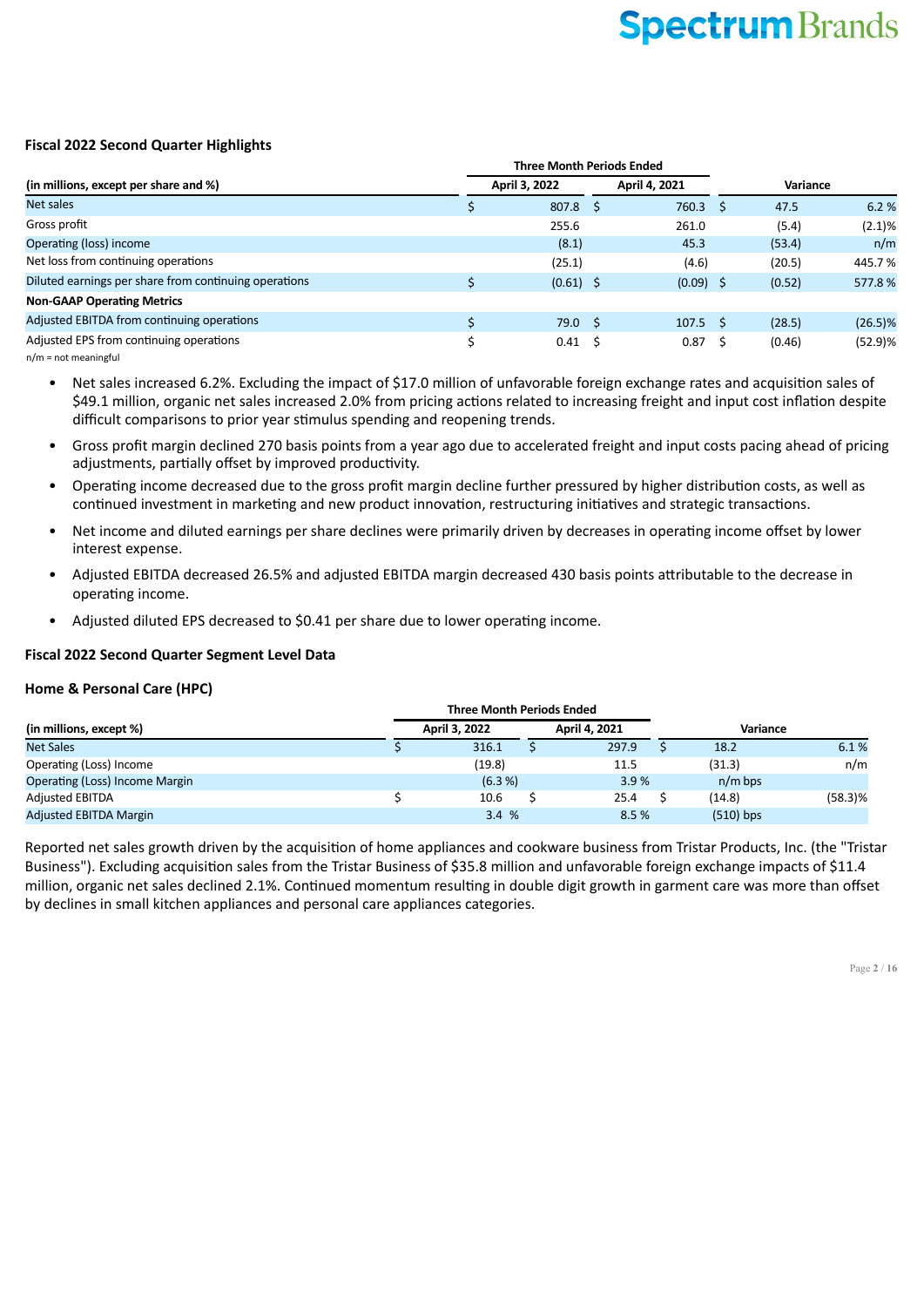## Fiscal 2022 Second Quarter Highlights

| (in millions, except per share and %) | Three Month Periods Ended April 3, 2022 | Three Month Periods Ended April 4, 2021 | Variance | |
|---|---|---|---|---|
| Net sales | $ 807.8 | $ 760.3 | $ 47.5 | 6.2 % |
| Gross profit | 255.6 | 261.0 | (5.4) | (2.1)% |
| Operating (loss) income | (8.1) | 45.3 | (53.4) | n/m |
| Net loss from continuing operations | (25.1) | (4.6) | (20.5) | 445.7 % |
| Diluted earnings per share from continuing operations | $ (0.61) | $ (0.09) | $ (0.52) | 577.8 % |
| **Non-GAAP Operating Metrics** | | | | |
| Adjusted EBITDA from continuing operations | $ 79.0 | $ 107.5 | $ (28.5) | (26.5)% |
| Adjusted EPS from continuing operations | $ 0.41 | $ 0.87 | $ (0.46) | (52.9)% |

n/m = not meaningful

- Net sales increased 6.2%. Excluding the impact of $17.0 million of unfavorable foreign exchange rates and acquisition sales of $49.1 million, organic net sales increased 2.0% from pricing actions related to increasing freight and input cost inflation despite difficult comparisons to prior year stimulus spending and reopening trends.
- Gross profit margin declined 270 basis points from a year ago due to accelerated freight and input costs pacing ahead of pricing adjustments, partially offset by improved productivity.
- Operating income decreased due to the gross profit margin decline further pressured by higher distribution costs, as well as continued investment in marketing and new product innovation, restructuring initiatives and strategic transactions.
- Net income and diluted earnings per share declines were primarily driven by decreases in operating income offset by lower interest expense.
- Adjusted EBITDA decreased 26.5% and adjusted EBITDA margin decreased 430 basis points attributable to the decrease in operating income.
- Adjusted diluted EPS decreased to $0.41 per share due to lower operating income.

## Fiscal 2022 Second Quarter Segment Level Data

### Home & Personal Care (HPC)

| (in millions, except %) | Three Month Periods Ended April 3, 2022 | Three Month Periods Ended April 4, 2021 | Variance | |
|---|---|---|---|---|
| Net Sales | $ 316.1 | $ 297.9 | $ 18.2 | 6.1 % |
| Operating (Loss) Income | (19.8) | 11.5 | (31.3) | n/m |
| Operating (Loss) Income Margin | (6.3 %) | 3.9 % | n/m bps | |
| Adjusted EBITDA | $ 10.6 | $ 25.4 | $ (14.8) | (58.3)% |
| Adjusted EBITDA Margin | 3.4 % | 8.5 % | (510) bps | |

Reported net sales growth driven by the acquisition of home appliances and cookware business from Tristar Products, Inc. (the "Tristar Business"). Excluding acquisition sales from the Tristar Business of $35.8 million and unfavorable foreign exchange impacts of $11.4 million, organic net sales declined 2.1%. Continued momentum resulting in double digit growth in garment care was more than offset by declines in small kitchen appliances and personal care appliances categories.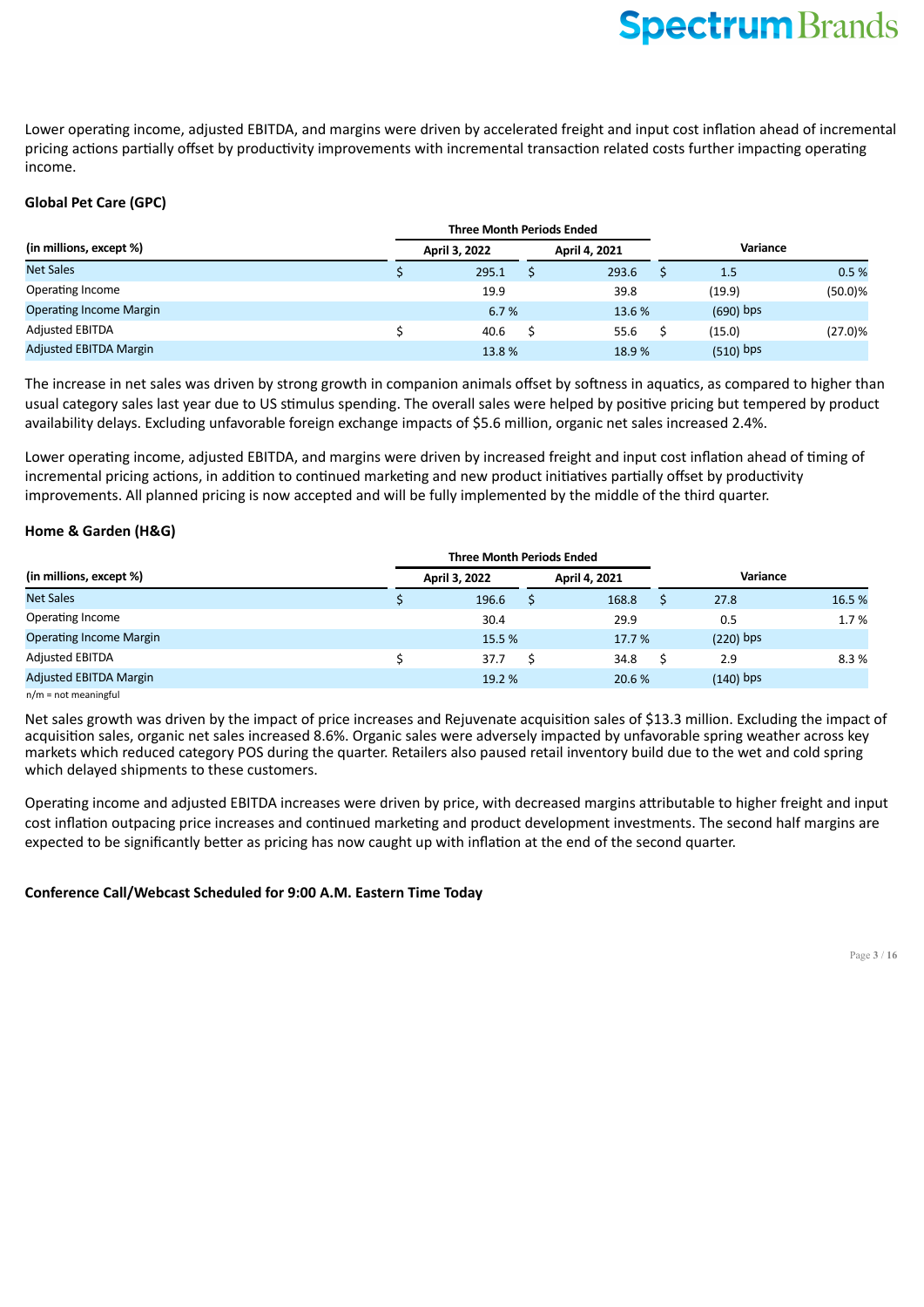Lower operating income, adjusted EBITDA, and margins were driven by accelerated freight and input cost inflation ahead of incremental pricing actions partially offset by productivity improvements with incremental transaction related costs further impacting operating income.

### Global Pet Care (GPC)

| (in millions, except %) | Three Month Periods Ended April 3, 2022 | Three Month Periods Ended April 4, 2021 | Variance | |
|---|---|---|---|---|
| Net Sales | $ 295.1 | $ 293.6 | $ 1.5 | 0.5 % |
| Operating Income | 19.9 | 39.8 | (19.9) | (50.0)% |
| Operating Income Margin | 6.7 % | 13.6 % | (690) bps | |
| Adjusted EBITDA | $ 40.6 | $ 55.6 | $ (15.0) | (27.0)% |
| Adjusted EBITDA Margin | 13.8 % | 18.9 % | (510) bps | |

The increase in net sales was driven by strong growth in companion animals offset by softness in aquatics, as compared to higher than usual category sales last year due to US stimulus spending. The overall sales were helped by positive pricing but tempered by product availability delays. Excluding unfavorable foreign exchange impacts of $5.6 million, organic net sales increased 2.4%.

Lower operating income, adjusted EBITDA, and margins were driven by increased freight and input cost inflation ahead of timing of incremental pricing actions, in addition to continued marketing and new product initiatives partially offset by productivity improvements. All planned pricing is now accepted and will be fully implemented by the middle of the third quarter.

### Home & Garden (H&G)

| (in millions, except %) | Three Month Periods Ended April 3, 2022 | Three Month Periods Ended April 4, 2021 | Variance | |
|---|---|---|---|---|
| Net Sales | $ 196.6 | $ 168.8 | $ 27.8 | 16.5 % |
| Operating Income | 30.4 | 29.9 | 0.5 | 1.7 % |
| Operating Income Margin | 15.5 % | 17.7 % | (220) bps | |
| Adjusted EBITDA | $ 37.7 | $ 34.8 | $ 2.9 | 8.3 % |
| Adjusted EBITDA Margin | 19.2 % | 20.6 % | (140) bps | |

n/m = not meaningful

Net sales growth was driven by the impact of price increases and Rejuvenate acquisition sales of $13.3 million. Excluding the impact of acquisition sales, organic net sales increased 8.6%. Organic sales were adversely impacted by unfavorable spring weather across key markets which reduced category POS during the quarter. Retailers also paused retail inventory build due to the wet and cold spring which delayed shipments to these customers.

Operating income and adjusted EBITDA increases were driven by price, with decreased margins attributable to higher freight and input cost inflation outpacing price increases and continued marketing and product development investments. The second half margins are expected to be significantly better as pricing has now caught up with inflation at the end of the second quarter.

### Conference Call/Webcast Scheduled for 9:00 A.M. Eastern Time Today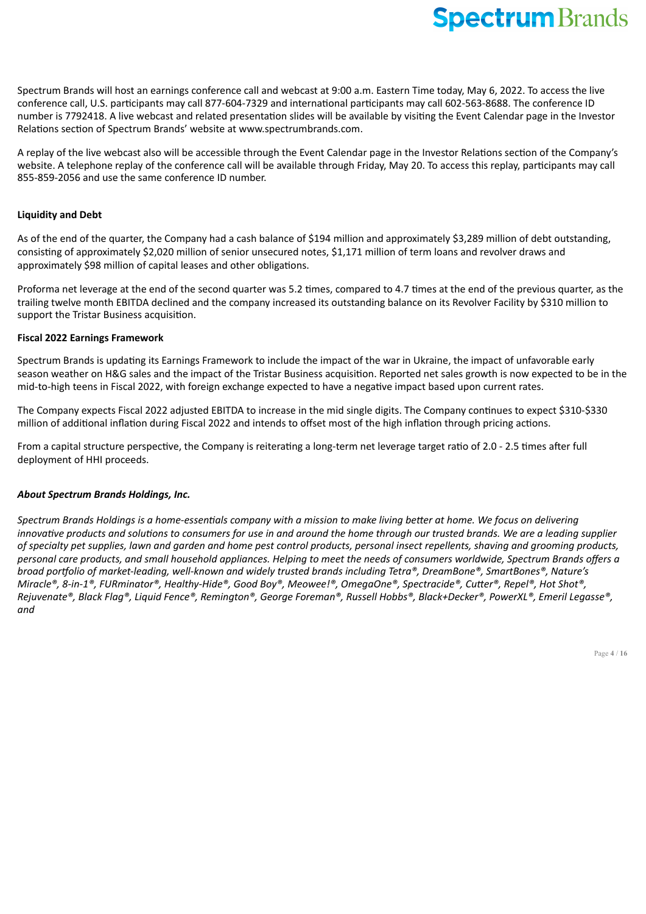Spectrum Brands will host an earnings conference call and webcast at 9:00 a.m. Eastern Time today, May 6, 2022. To access the live conference call, U.S. participants may call 877-604-7329 and international participants may call 602-563-8688. The conference ID number is 7792418. A live webcast and related presentation slides will be available by visiting the Event Calendar page in the Investor Relations section of Spectrum Brands' website at www.spectrumbrands.com.

A replay of the live webcast also will be accessible through the Event Calendar page in the Investor Relations section of the Company's website. A telephone replay of the conference call will be available through Friday, May 20. To access this replay, participants may call 855-859-2056 and use the same conference ID number.

**Liquidity and Debt**

As of the end of the quarter, the Company had a cash balance of $194 million and approximately $3,289 million of debt outstanding, consisting of approximately $2,020 million of senior unsecured notes, $1,171 million of term loans and revolver draws and approximately $98 million of capital leases and other obligations.

Proforma net leverage at the end of the second quarter was 5.2 times, compared to 4.7 times at the end of the previous quarter, as the trailing twelve month EBITDA declined and the company increased its outstanding balance on its Revolver Facility by $310 million to support the Tristar Business acquisition.

**Fiscal 2022 Earnings Framework**

Spectrum Brands is updating its Earnings Framework to include the impact of the war in Ukraine, the impact of unfavorable early season weather on H&G sales and the impact of the Tristar Business acquisition. Reported net sales growth is now expected to be in the mid-to-high teens in Fiscal 2022, with foreign exchange expected to have a negative impact based upon current rates.

The Company expects Fiscal 2022 adjusted EBITDA to increase in the mid single digits. The Company continues to expect $310-$330 million of additional inflation during Fiscal 2022 and intends to offset most of the high inflation through pricing actions.

From a capital structure perspective, the Company is reiterating a long-term net leverage target ratio of 2.0 - 2.5 times after full deployment of HHI proceeds.

***About Spectrum Brands Holdings, Inc.***

*Spectrum Brands Holdings is a home-essentials company with a mission to make living better at home. We focus on delivering innovative products and solutions to consumers for use in and around the home through our trusted brands. We are a leading supplier of specialty pet supplies, lawn and garden and home pest control products, personal insect repellents, shaving and grooming products, personal care products, and small household appliances. Helping to meet the needs of consumers worldwide, Spectrum Brands offers a broad portfolio of market-leading, well-known and widely trusted brands including Tetra®, DreamBone®, SmartBones®, Nature's Miracle®, 8-in-1®, FURminator®, Healthy-Hide®, Good Boy®, Meowee!®, OmegaOne®, Spectracide®, Cutter®, Repel®, Hot Shot®, Rejuvenate®, Black Flag®, Liquid Fence®, Remington®, George Foreman®, Russell Hobbs®, Black+Decker®, PowerXL®, Emeril Legasse®, and*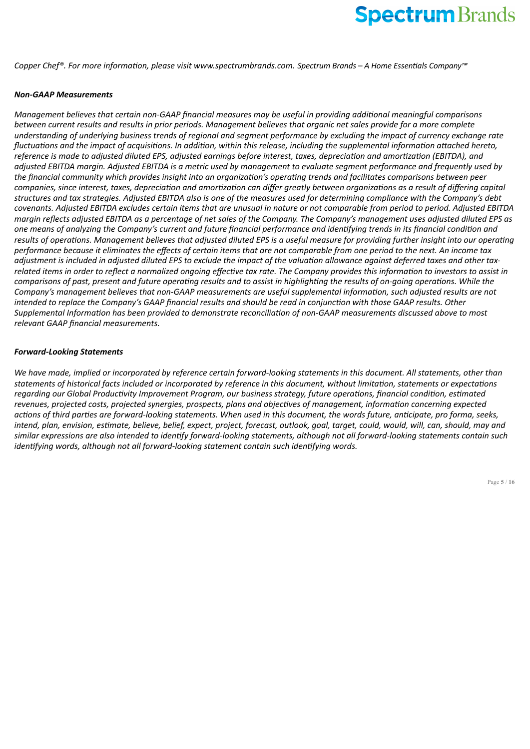*Copper Chef®. For more information, please visit www.spectrumbrands.com. Spectrum Brands – A Home Essentials Company™*

***Non-GAAP Measurements***

*Management believes that certain non-GAAP financial measures may be useful in providing additional meaningful comparisons between current results and results in prior periods. Management believes that organic net sales provide for a more complete understanding of underlying business trends of regional and segment performance by excluding the impact of currency exchange rate fluctuations and the impact of acquisitions. In addition, within this release, including the supplemental information attached hereto, reference is made to adjusted diluted EPS, adjusted earnings before interest, taxes, depreciation and amortization (EBITDA), and adjusted EBITDA margin. Adjusted EBITDA is a metric used by management to evaluate segment performance and frequently used by the financial community which provides insight into an organization's operating trends and facilitates comparisons between peer companies, since interest, taxes, depreciation and amortization can differ greatly between organizations as a result of differing capital structures and tax strategies. Adjusted EBITDA also is one of the measures used for determining compliance with the Company's debt covenants. Adjusted EBITDA excludes certain items that are unusual in nature or not comparable from period to period. Adjusted EBITDA margin reflects adjusted EBITDA as a percentage of net sales of the Company. The Company's management uses adjusted diluted EPS as one means of analyzing the Company's current and future financial performance and identifying trends in its financial condition and results of operations. Management believes that adjusted diluted EPS is a useful measure for providing further insight into our operating performance because it eliminates the effects of certain items that are not comparable from one period to the next. An income tax adjustment is included in adjusted diluted EPS to exclude the impact of the valuation allowance against deferred taxes and other tax-related items in order to reflect a normalized ongoing effective tax rate. The Company provides this information to investors to assist in comparisons of past, present and future operating results and to assist in highlighting the results of on-going operations. While the Company's management believes that non-GAAP measurements are useful supplemental information, such adjusted results are not intended to replace the Company's GAAP financial results and should be read in conjunction with those GAAP results. Other Supplemental Information has been provided to demonstrate reconciliation of non-GAAP measurements discussed above to most relevant GAAP financial measurements.*

***Forward-Looking Statements***

*We have made, implied or incorporated by reference certain forward-looking statements in this document. All statements, other than statements of historical facts included or incorporated by reference in this document, without limitation, statements or expectations regarding our Global Productivity Improvement Program, our business strategy, future operations, financial condition, estimated revenues, projected costs, projected synergies, prospects, plans and objectives of management, information concerning expected actions of third parties are forward-looking statements. When used in this document, the words future, anticipate, pro forma, seeks, intend, plan, envision, estimate, believe, belief, expect, project, forecast, outlook, goal, target, could, would, will, can, should, may and similar expressions are also intended to identify forward-looking statements, although not all forward-looking statements contain such identifying words, although not all forward-looking statement contain such identifying words.*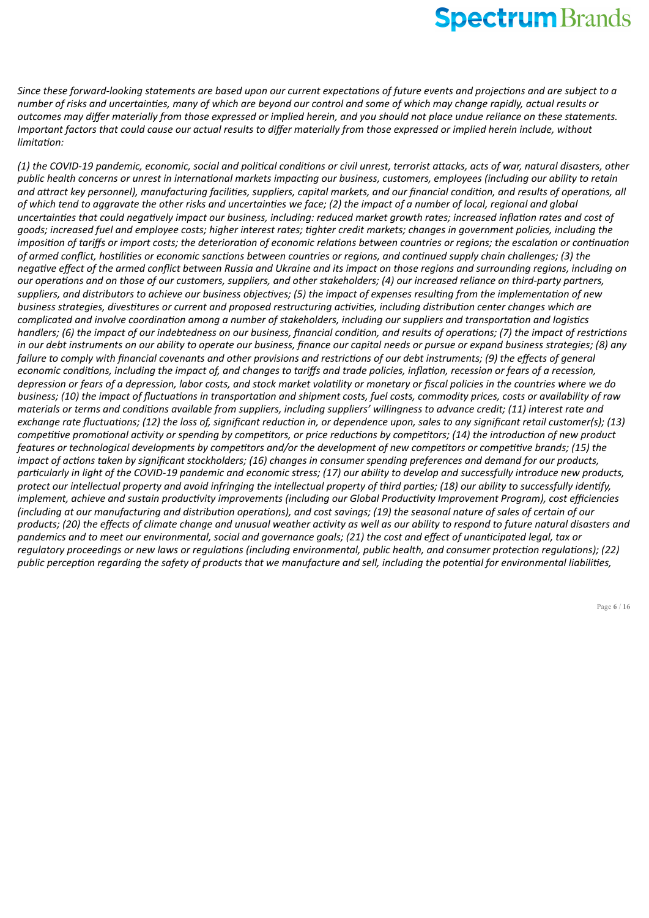*Since these forward-looking statements are based upon our current expectations of future events and projections and are subject to a number of risks and uncertainties, many of which are beyond our control and some of which may change rapidly, actual results or outcomes may differ materially from those expressed or implied herein, and you should not place undue reliance on these statements. Important factors that could cause our actual results to differ materially from those expressed or implied herein include, without limitation:*

*(1) the COVID-19 pandemic, economic, social and political conditions or civil unrest, terrorist attacks, acts of war, natural disasters, other public health concerns or unrest in international markets impacting our business, customers, employees (including our ability to retain and attract key personnel), manufacturing facilities, suppliers, capital markets, and our financial condition, and results of operations, all of which tend to aggravate the other risks and uncertainties we face; (2) the impact of a number of local, regional and global uncertainties that could negatively impact our business, including: reduced market growth rates; increased inflation rates and cost of goods; increased fuel and employee costs; higher interest rates; tighter credit markets; changes in government policies, including the imposition of tariffs or import costs; the deterioration of economic relations between countries or regions; the escalation or continuation of armed conflict, hostilities or economic sanctions between countries or regions, and continued supply chain challenges; (3) the negative effect of the armed conflict between Russia and Ukraine and its impact on those regions and surrounding regions, including on our operations and on those of our customers, suppliers, and other stakeholders; (4) our increased reliance on third-party partners, suppliers, and distributors to achieve our business objectives; (5) the impact of expenses resulting from the implementation of new business strategies, divestitures or current and proposed restructuring activities, including distribution center changes which are complicated and involve coordination among a number of stakeholders, including our suppliers and transportation and logistics handlers; (6) the impact of our indebtedness on our business, financial condition, and results of operations; (7) the impact of restrictions in our debt instruments on our ability to operate our business, finance our capital needs or pursue or expand business strategies; (8) any failure to comply with financial covenants and other provisions and restrictions of our debt instruments; (9) the effects of general economic conditions, including the impact of, and changes to tariffs and trade policies, inflation, recession or fears of a recession, depression or fears of a depression, labor costs, and stock market volatility or monetary or fiscal policies in the countries where we do business; (10) the impact of fluctuations in transportation and shipment costs, fuel costs, commodity prices, costs or availability of raw materials or terms and conditions available from suppliers, including suppliers' willingness to advance credit; (11) interest rate and exchange rate fluctuations; (12) the loss of, significant reduction in, or dependence upon, sales to any significant retail customer(s); (13) competitive promotional activity or spending by competitors, or price reductions by competitors; (14) the introduction of new product features or technological developments by competitors and/or the development of new competitors or competitive brands; (15) the impact of actions taken by significant stockholders; (16) changes in consumer spending preferences and demand for our products, particularly in light of the COVID-19 pandemic and economic stress; (17) our ability to develop and successfully introduce new products, protect our intellectual property and avoid infringing the intellectual property of third parties; (18) our ability to successfully identify, implement, achieve and sustain productivity improvements (including our Global Productivity Improvement Program), cost efficiencies (including at our manufacturing and distribution operations), and cost savings; (19) the seasonal nature of sales of certain of our products; (20) the effects of climate change and unusual weather activity as well as our ability to respond to future natural disasters and pandemics and to meet our environmental, social and governance goals; (21) the cost and effect of unanticipated legal, tax or regulatory proceedings or new laws or regulations (including environmental, public health, and consumer protection regulations); (22) public perception regarding the safety of products that we manufacture and sell, including the potential for environmental liabilities,*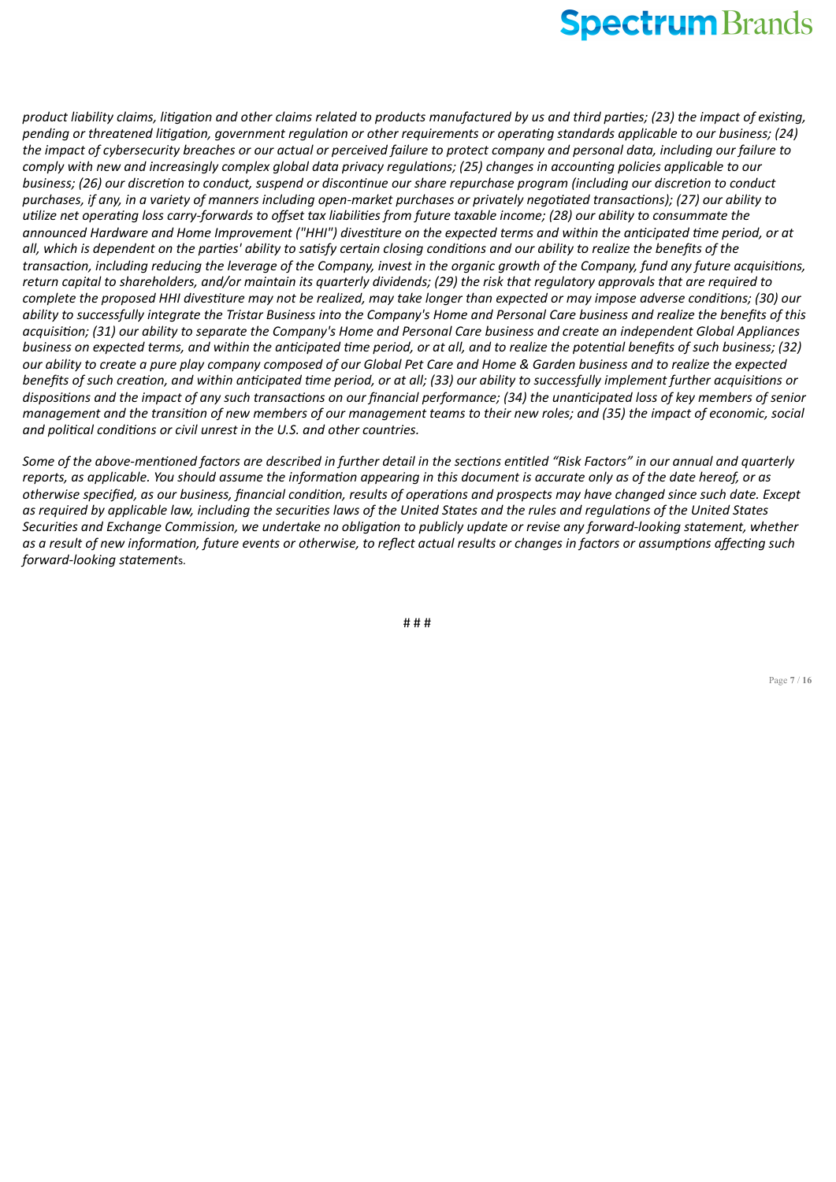*product liability claims, litigation and other claims related to products manufactured by us and third parties; (23) the impact of existing, pending or threatened litigation, government regulation or other requirements or operating standards applicable to our business; (24) the impact of cybersecurity breaches or our actual or perceived failure to protect company and personal data, including our failure to comply with new and increasingly complex global data privacy regulations; (25) changes in accounting policies applicable to our business; (26) our discretion to conduct, suspend or discontinue our share repurchase program (including our discretion to conduct purchases, if any, in a variety of manners including open-market purchases or privately negotiated transactions); (27) our ability to utilize net operating loss carry-forwards to offset tax liabilities from future taxable income; (28) our ability to consummate the announced Hardware and Home Improvement ("HHI") divestiture on the expected terms and within the anticipated time period, or at all, which is dependent on the parties' ability to satisfy certain closing conditions and our ability to realize the benefits of the transaction, including reducing the leverage of the Company, invest in the organic growth of the Company, fund any future acquisitions, return capital to shareholders, and/or maintain its quarterly dividends; (29) the risk that regulatory approvals that are required to complete the proposed HHI divestiture may not be realized, may take longer than expected or may impose adverse conditions; (30) our ability to successfully integrate the Tristar Business into the Company's Home and Personal Care business and realize the benefits of this acquisition; (31) our ability to separate the Company's Home and Personal Care business and create an independent Global Appliances business on expected terms, and within the anticipated time period, or at all, and to realize the potential benefits of such business; (32) our ability to create a pure play company composed of our Global Pet Care and Home & Garden business and to realize the expected benefits of such creation, and within anticipated time period, or at all; (33) our ability to successfully implement further acquisitions or dispositions and the impact of any such transactions on our financial performance; (34) the unanticipated loss of key members of senior management and the transition of new members of our management teams to their new roles; and (35) the impact of economic, social and political conditions or civil unrest in the U.S. and other countries.*

*Some of the above-mentioned factors are described in further detail in the sections entitled "Risk Factors" in our annual and quarterly reports, as applicable. You should assume the information appearing in this document is accurate only as of the date hereof, or as otherwise specified, as our business, financial condition, results of operations and prospects may have changed since such date. Except as required by applicable law, including the securities laws of the United States and the rules and regulations of the United States Securities and Exchange Commission, we undertake no obligation to publicly update or revise any forward-looking statement, whether as a result of new information, future events or otherwise, to reflect actual results or changes in factors or assumptions affecting such forward-looking statements.*

# # #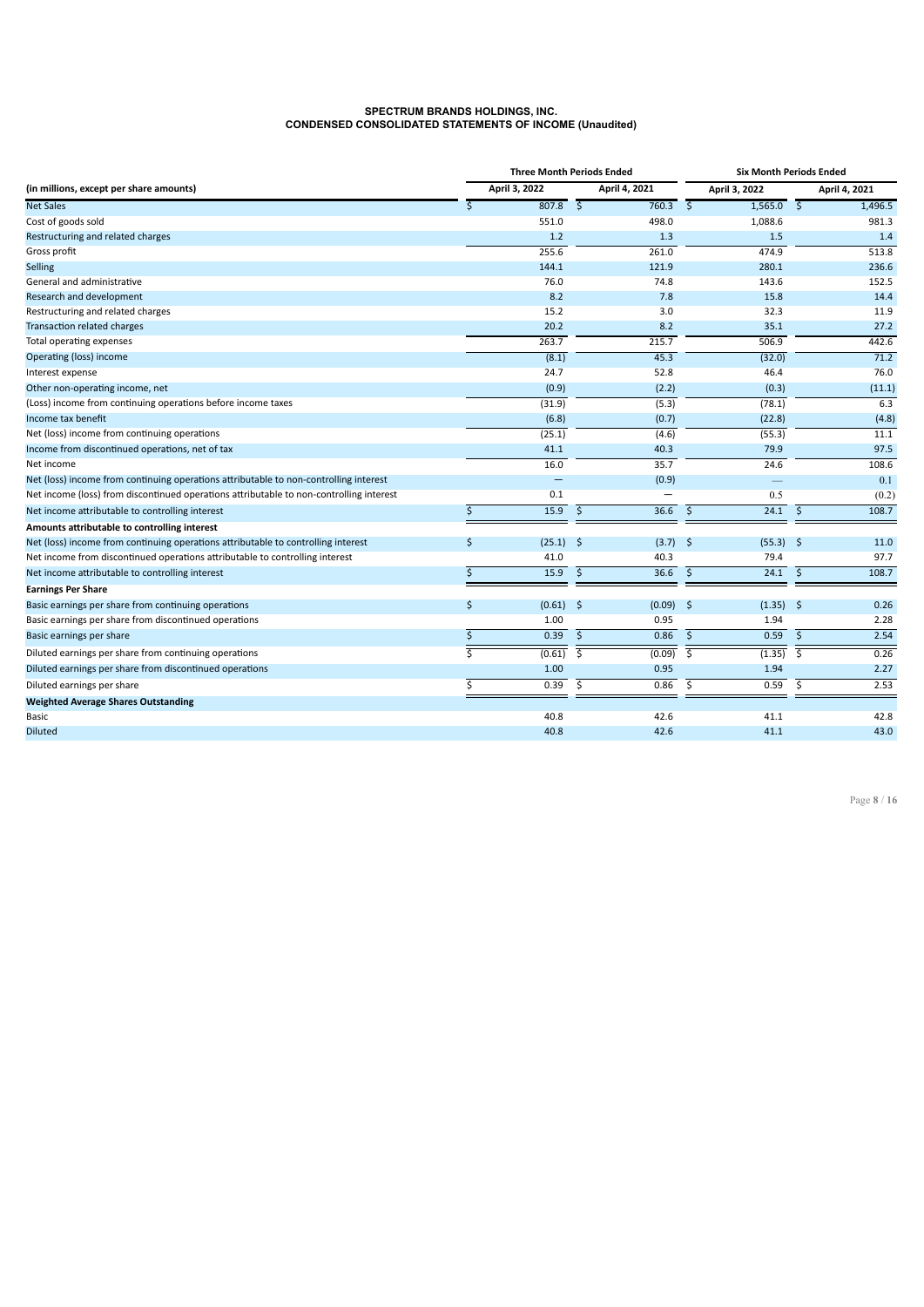**SPECTRUM BRANDS HOLDINGS, INC.**
**CONDENSED CONSOLIDATED STATEMENTS OF INCOME (Unaudited)**

| (in millions, except per share amounts) | Three Month Periods Ended | | Six Month Periods Ended | |
|---|---|---|---|---|
| | April 3, 2022 | April 4, 2021 | April 3, 2022 | April 4, 2021 |
| Net Sales | $ 807.8 | $ 760.3 | $ 1,565.0 | $ 1,496.5 |
| Cost of goods sold | 551.0 | 498.0 | 1,088.6 | 981.3 |
| Restructuring and related charges | 1.2 | 1.3 | 1.5 | 1.4 |
| Gross profit | 255.6 | 261.0 | 474.9 | 513.8 |
| Selling | 144.1 | 121.9 | 280.1 | 236.6 |
| General and administrative | 76.0 | 74.8 | 143.6 | 152.5 |
| Research and development | 8.2 | 7.8 | 15.8 | 14.4 |
| Restructuring and related charges | 15.2 | 3.0 | 32.3 | 11.9 |
| Transaction related charges | 20.2 | 8.2 | 35.1 | 27.2 |
| Total operating expenses | 263.7 | 215.7 | 506.9 | 442.6 |
| Operating (loss) income | (8.1) | 45.3 | (32.0) | 71.2 |
| Interest expense | 24.7 | 52.8 | 46.4 | 76.0 |
| Other non-operating income, net | (0.9) | (2.2) | (0.3) | (11.1) |
| (Loss) income from continuing operations before income taxes | (31.9) | (5.3) | (78.1) | 6.3 |
| Income tax benefit | (6.8) | (0.7) | (22.8) | (4.8) |
| Net (loss) income from continuing operations | (25.1) | (4.6) | (55.3) | 11.1 |
| Income from discontinued operations, net of tax | 41.1 | 40.3 | 79.9 | 97.5 |
| Net income | 16.0 | 35.7 | 24.6 | 108.6 |
| Net (loss) income from continuing operations attributable to non-controlling interest | — | (0.9) | — | 0.1 |
| Net income (loss) from discontinued operations attributable to non-controlling interest | 0.1 | — | 0.5 | (0.2) |
| Net income attributable to controlling interest | $ 15.9 | $ 36.6 | $ 24.1 | $ 108.7 |
| **Amounts attributable to controlling interest** | | | | |
| Net (loss) income from continuing operations attributable to controlling interest | $ (25.1) | $ (3.7) | $ (55.3) | $ 11.0 |
| Net income from discontinued operations attributable to controlling interest | 41.0 | 40.3 | 79.4 | 97.7 |
| Net income attributable to controlling interest | $ 15.9 | $ 36.6 | $ 24.1 | $ 108.7 |
| **Earnings Per Share** | | | | |
| Basic earnings per share from continuing operations | $ (0.61) | $ (0.09) | $ (1.35) | $ 0.26 |
| Basic earnings per share from discontinued operations | 1.00 | 0.95 | 1.94 | 2.28 |
| Basic earnings per share | $ 0.39 | $ 0.86 | $ 0.59 | $ 2.54 |
| Diluted earnings per share from continuing operations | $ (0.61) | $ (0.09) | $ (1.35) | $ 0.26 |
| Diluted earnings per share from discontinued operations | 1.00 | 0.95 | 1.94 | 2.27 |
| Diluted earnings per share | $ 0.39 | $ 0.86 | $ 0.59 | $ 2.53 |
| **Weighted Average Shares Outstanding** | | | | |
| Basic | 40.8 | 42.6 | 41.1 | 42.8 |
| Diluted | 40.8 | 42.6 | 41.1 | 43.0 |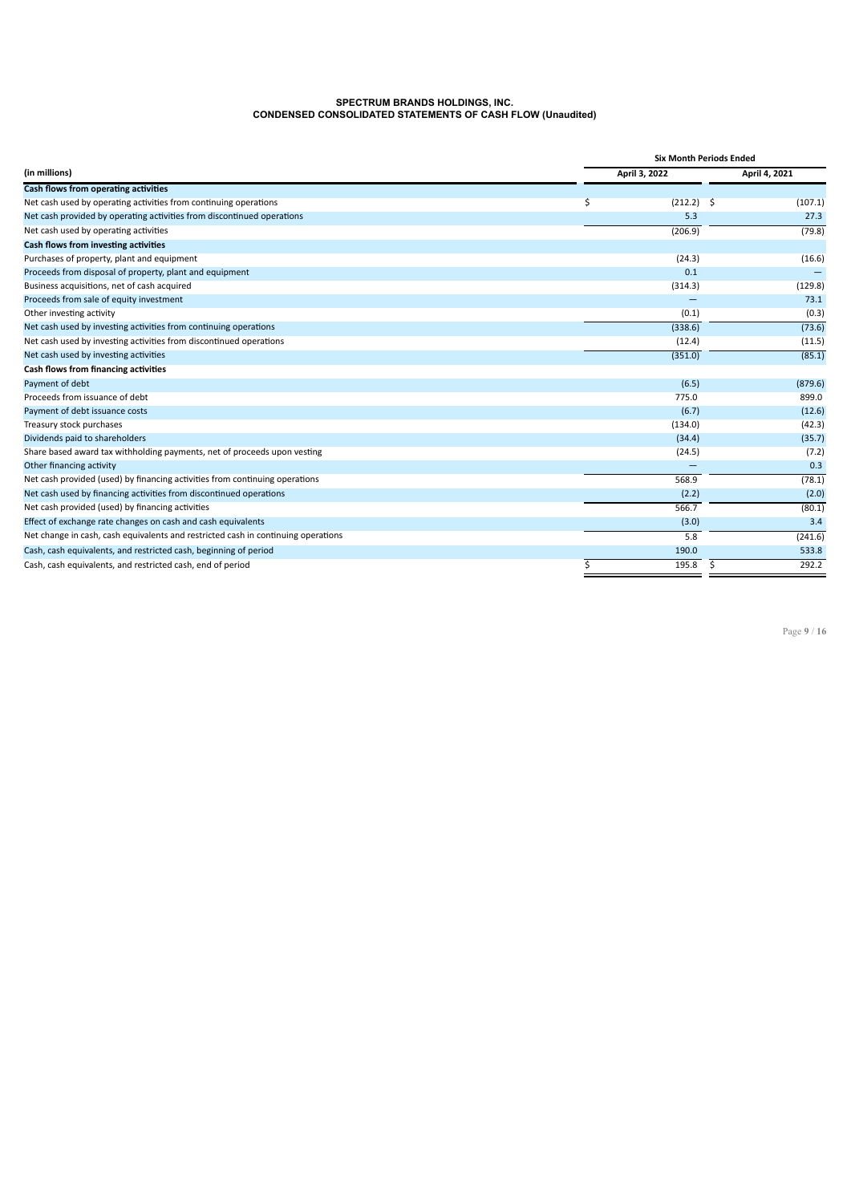# SPECTRUM BRANDS HOLDINGS, INC.
## CONDENSED CONSOLIDATED STATEMENTS OF CASH FLOW (Unaudited)

| (in millions) | Six Month Periods Ended | |
|---|---|---|
| | April 3, 2022 | April 4, 2021 |
| **Cash flows from operating activities** | | |
| Net cash used by operating activities from continuing operations | $ (212.2) | $ (107.1) |
| Net cash provided by operating activities from discontinued operations | 5.3 | 27.3 |
| Net cash used by operating activities | (206.9) | (79.8) |
| **Cash flows from investing activities** | | |
| Purchases of property, plant and equipment | (24.3) | (16.6) |
| Proceeds from disposal of property, plant and equipment | 0.1 | — |
| Business acquisitions, net of cash acquired | (314.3) | (129.8) |
| Proceeds from sale of equity investment | — | 73.1 |
| Other investing activity | (0.1) | (0.3) |
| Net cash used by investing activities from continuing operations | (338.6) | (73.6) |
| Net cash used by investing activities from discontinued operations | (12.4) | (11.5) |
| Net cash used by investing activities | (351.0) | (85.1) |
| **Cash flows from financing activities** | | |
| Payment of debt | (6.5) | (879.6) |
| Proceeds from issuance of debt | 775.0 | 899.0 |
| Payment of debt issuance costs | (6.7) | (12.6) |
| Treasury stock purchases | (134.0) | (42.3) |
| Dividends paid to shareholders | (34.4) | (35.7) |
| Share based award tax withholding payments, net of proceeds upon vesting | (24.5) | (7.2) |
| Other financing activity | — | 0.3 |
| Net cash provided (used) by financing activities from continuing operations | 568.9 | (78.1) |
| Net cash used by financing activities from discontinued operations | (2.2) | (2.0) |
| Net cash provided (used) by financing activities | 566.7 | (80.1) |
| Effect of exchange rate changes on cash and cash equivalents | (3.0) | 3.4 |
| Net change in cash, cash equivalents and restricted cash in continuing operations | 5.8 | (241.6) |
| Cash, cash equivalents, and restricted cash, beginning of period | 190.0 | 533.8 |
| Cash, cash equivalents, and restricted cash, end of period | $ 195.8 | $ 292.2 |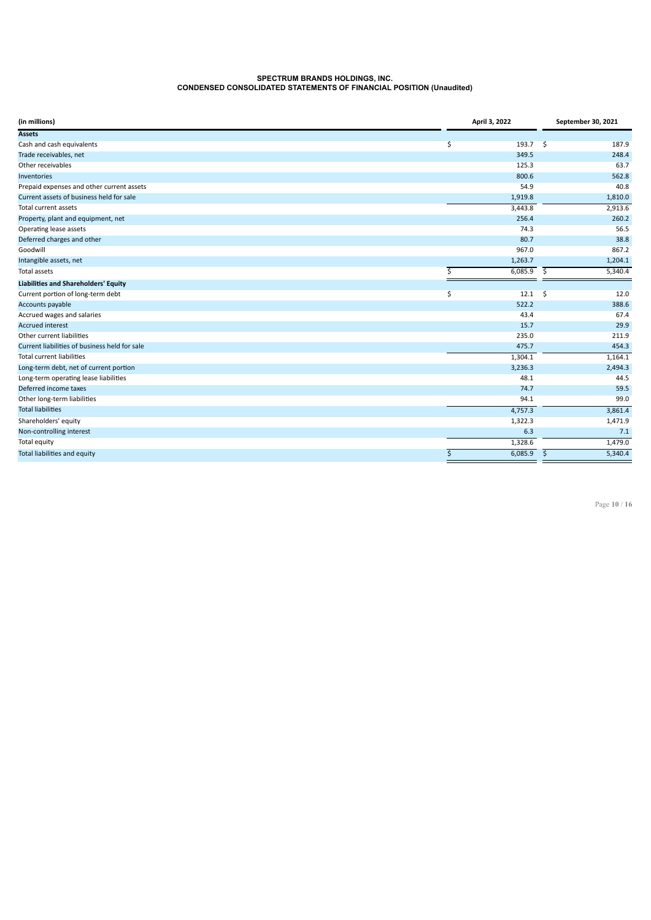**SPECTRUM BRANDS HOLDINGS, INC.**
**CONDENSED CONSOLIDATED STATEMENTS OF FINANCIAL POSITION (Unaudited)**

| (in millions) | April 3, 2022 | September 30, 2021 |
|---|---|---|
| **Assets** | | |
| Cash and cash equivalents | $ 193.7 | $ 187.9 |
| Trade receivables, net | 349.5 | 248.4 |
| Other receivables | 125.3 | 63.7 |
| Inventories | 800.6 | 562.8 |
| Prepaid expenses and other current assets | 54.9 | 40.8 |
| Current assets of business held for sale | 1,919.8 | 1,810.0 |
| Total current assets | 3,443.8 | 2,913.6 |
| Property, plant and equipment, net | 256.4 | 260.2 |
| Operating lease assets | 74.3 | 56.5 |
| Deferred charges and other | 80.7 | 38.8 |
| Goodwill | 967.0 | 867.2 |
| Intangible assets, net | 1,263.7 | 1,204.1 |
| Total assets | $ 6,085.9 | $ 5,340.4 |
| **Liabilities and Shareholders' Equity** | | |
| Current portion of long-term debt | $ 12.1 | $ 12.0 |
| Accounts payable | 522.2 | 388.6 |
| Accrued wages and salaries | 43.4 | 67.4 |
| Accrued interest | 15.7 | 29.9 |
| Other current liabilities | 235.0 | 211.9 |
| Current liabilities of business held for sale | 475.7 | 454.3 |
| Total current liabilities | 1,304.1 | 1,164.1 |
| Long-term debt, net of current portion | 3,236.3 | 2,494.3 |
| Long-term operating lease liabilities | 48.1 | 44.5 |
| Deferred income taxes | 74.7 | 59.5 |
| Other long-term liabilities | 94.1 | 99.0 |
| Total liabilities | 4,757.3 | 3,861.4 |
| Shareholders' equity | 1,322.3 | 1,471.9 |
| Non-controlling interest | 6.3 | 7.1 |
| Total equity | 1,328.6 | 1,479.0 |
| Total liabilities and equity | $ 6,085.9 | $ 5,340.4 |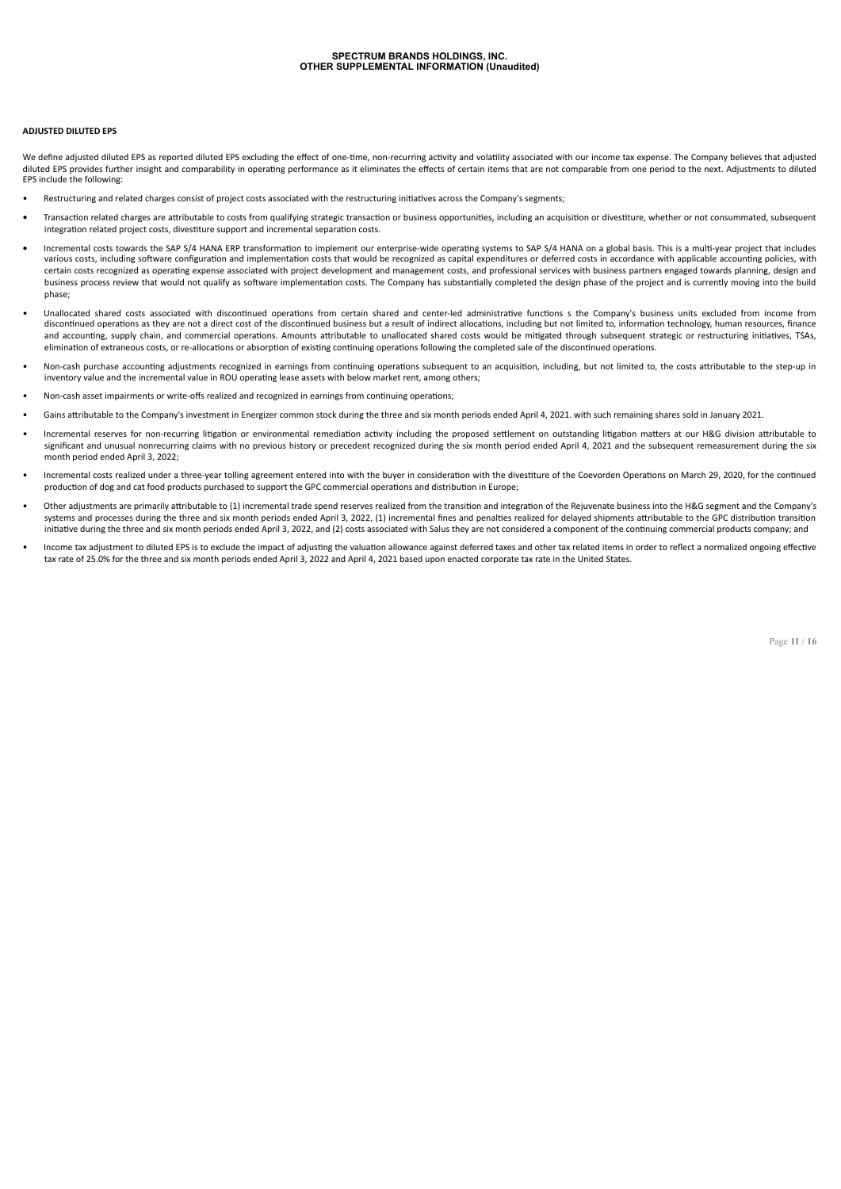## SPECTRUM BRANDS HOLDINGS, INC.
## OTHER SUPPLEMENTAL INFORMATION (Unaudited)

**ADJUSTED DILUTED EPS**

We define adjusted diluted EPS as reported diluted EPS excluding the effect of one-time, non-recurring activity and volatility associated with our income tax expense. The Company believes that adjusted diluted EPS provides further insight and comparability in operating performance as it eliminates the effects of certain items that are not comparable from one period to the next. Adjustments to diluted EPS include the following:

- Restructuring and related charges consist of project costs associated with the restructuring initiatives across the Company's segments;
- Transaction related charges are attributable to costs from qualifying strategic transaction or business opportunities, including an acquisition or divestiture, whether or not consummated, subsequent integration related project costs, divestiture support and incremental separation costs.
- Incremental costs towards the SAP S/4 HANA ERP transformation to implement our enterprise-wide operating systems to SAP S/4 HANA on a global basis. This is a multi-year project that includes various costs, including software configuration and implementation costs that would be recognized as capital expenditures or deferred costs in accordance with applicable accounting policies, with certain costs recognized as operating expense associated with project development and management costs, and professional services with business partners engaged towards planning, design and business process review that would not qualify as software implementation costs. The Company has substantially completed the design phase of the project and is currently moving into the build phase;
- Unallocated shared costs associated with discontinued operations from certain shared and center-led administrative functions s the Company's business units excluded from income from discontinued operations as they are not a direct cost of the discontinued business but a result of indirect allocations, including but not limited to, information technology, human resources, finance and accounting, supply chain, and commercial operations. Amounts attributable to unallocated shared costs would be mitigated through subsequent strategic or restructuring initiatives, TSAs, elimination of extraneous costs, or re-allocations or absorption of existing continuing operations following the completed sale of the discontinued operations.
- Non-cash purchase accounting adjustments recognized in earnings from continuing operations subsequent to an acquisition, including, but not limited to, the costs attributable to the step-up in inventory value and the incremental value in ROU operating lease assets with below market rent, among others;
- Non-cash asset impairments or write-offs realized and recognized in earnings from continuing operations;
- Gains attributable to the Company's investment in Energizer common stock during the three and six month periods ended April 4, 2021. with such remaining shares sold in January 2021.
- Incremental reserves for non-recurring litigation or environmental remediation activity including the proposed settlement on outstanding litigation matters at our H&G division attributable to significant and unusual nonrecurring claims with no previous history or precedent recognized during the six month period ended April 4, 2021 and the subsequent remeasurement during the six month period ended April 3, 2022;
- Incremental costs realized under a three-year tolling agreement entered into with the buyer in consideration with the divestiture of the Coevorden Operations on March 29, 2020, for the continued production of dog and cat food products purchased to support the GPC commercial operations and distribution in Europe;
- Other adjustments are primarily attributable to (1) incremental trade spend reserves realized from the transition and integration of the Rejuvenate business into the H&G segment and the Company's systems and processes during the three and six month periods ended April 3, 2022, (1) incremental fines and penalties realized for delayed shipments attributable to the GPC distribution transition initiative during the three and six month periods ended April 3, 2022, and (2) costs associated with Salus they are not considered a component of the continuing commercial products company; and
- Income tax adjustment to diluted EPS is to exclude the impact of adjusting the valuation allowance against deferred taxes and other tax related items in order to reflect a normalized ongoing effective tax rate of 25.0% for the three and six month periods ended April 3, 2022 and April 4, 2021 based upon enacted corporate tax rate in the United States.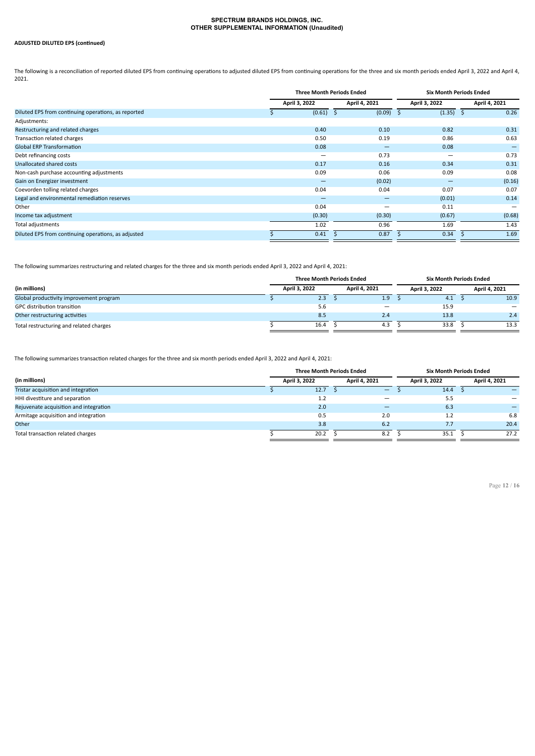**SPECTRUM BRANDS HOLDINGS, INC.**
**OTHER SUPPLEMENTAL INFORMATION (Unaudited)**

**ADJUSTED DILUTED EPS (continued)**

The following is a reconciliation of reported diluted EPS from continuing operations to adjusted diluted EPS from continuing operations for the three and six month periods ended April 3, 2022 and April 4, 2021.

| | Three Month Periods Ended | | Six Month Periods Ended | |
|---|---|---|---|---|
| | April 3, 2022 | April 4, 2021 | April 3, 2022 | April 4, 2021 |
| Diluted EPS from continuing operations, as reported | $ (0.61) | $ (0.09) | $ (1.35) | $ 0.26 |
| Adjustments: | | | | |
| Restructuring and related charges | 0.40 | 0.10 | 0.82 | 0.31 |
| Transaction related charges | 0.50 | 0.19 | 0.86 | 0.63 |
| Global ERP Transformation | 0.08 | — | 0.08 | — |
| Debt refinancing costs | — | 0.73 | — | 0.73 |
| Unallocated shared costs | 0.17 | 0.16 | 0.34 | 0.31 |
| Non-cash purchase accounting adjustments | 0.09 | 0.06 | 0.09 | 0.08 |
| Gain on Energizer investment | — | (0.02) | — | (0.16) |
| Coevorden tolling related charges | 0.04 | 0.04 | 0.07 | 0.07 |
| Legal and environmental remediation reserves | — | — | (0.01) | 0.14 |
| Other | 0.04 | — | 0.11 | — |
| Income tax adjustment | (0.30) | (0.30) | (0.67) | (0.68) |
| Total adjustments | 1.02 | 0.96 | 1.69 | 1.43 |
| Diluted EPS from continuing operations, as adjusted | $ 0.41 | $ 0.87 | $ 0.34 | $ 1.69 |

The following summarizes restructuring and related charges for the three and six month periods ended April 3, 2022 and April 4, 2021:

| | Three Month Periods Ended | | Six Month Periods Ended | |
|---|---|---|---|---|
| (in millions) | April 3, 2022 | April 4, 2021 | April 3, 2022 | April 4, 2021 |
| Global productivity improvement program | $ 2.3 | $ 1.9 | $ 4.1 | $ 10.9 |
| GPC distribution transition | 5.6 | — | 15.9 | — |
| Other restructuring activities | 8.5 | 2.4 | 13.8 | 2.4 |
| Total restructuring and related charges | $ 16.4 | $ 4.3 | $ 33.8 | $ 13.3 |

The following summarizes transaction related charges for the three and six month periods ended April 3, 2022 and April 4, 2021:

| | Three Month Periods Ended | | Six Month Periods Ended | |
|---|---|---|---|---|
| (in millions) | April 3, 2022 | April 4, 2021 | April 3, 2022 | April 4, 2021 |
| Tristar acquisition and integration | $ 12.7 | $ — | $ 14.4 | $ — |
| HHI divestiture and separation | 1.2 | — | 5.5 | — |
| Rejuvenate acquisition and integration | 2.0 | — | 6.3 | — |
| Armitage acquisition and integration | 0.5 | 2.0 | 1.2 | 6.8 |
| Other | 3.8 | 6.2 | 7.7 | 20.4 |
| Total transaction related charges | $ 20.2 | $ 8.2 | $ 35.1 | $ 27.2 |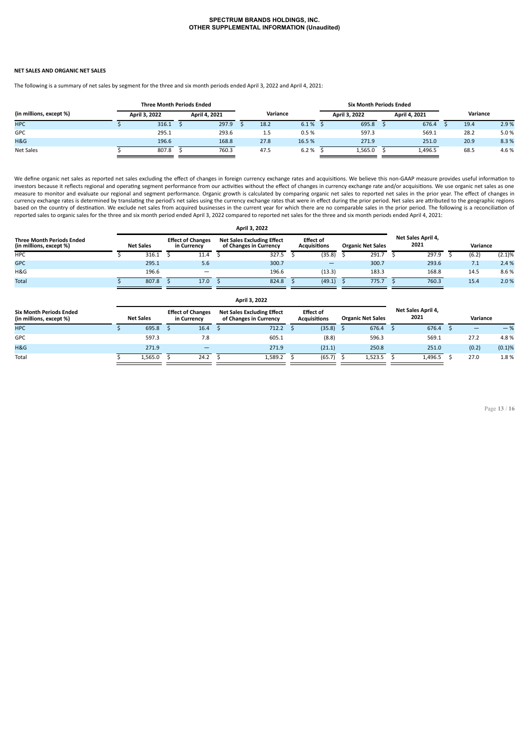**SPECTRUM BRANDS HOLDINGS, INC.**
**OTHER SUPPLEMENTAL INFORMATION (Unaudited)**

**NET SALES AND ORGANIC NET SALES**

The following is a summary of net sales by segment for the three and six month periods ended April 3, 2022 and April 4, 2021:

| | Three Month Periods Ended | | | | Six Month Periods Ended | | | |
|---|---|---|---|---|---|---|---|---|
| (in millions, except %) | April 3, 2022 | April 4, 2021 | Variance | | April 3, 2022 | April 4, 2021 | Variance | |
| HPC | $ 316.1 | $ 297.9 | $ 18.2 | 6.1 % | $ 695.8 | $ 676.4 | $ 19.4 | 2.9 % |
| GPC | 295.1 | 293.6 | 1.5 | 0.5 % | 597.3 | 569.1 | 28.2 | 5.0 % |
| H&G | 196.6 | 168.8 | 27.8 | 16.5 % | 271.9 | 251.0 | 20.9 | 8.3 % |
| Net Sales | $ 807.8 | $ 760.3 | 47.5 | 6.2 % | $ 1,565.0 | $ 1,496.5 | 68.5 | 4.6 % |

We define organic net sales as reported net sales excluding the effect of changes in foreign currency exchange rates and acquisitions. We believe this non-GAAP measure provides useful information to investors because it reflects regional and operating segment performance from our activities without the effect of changes in currency exchange rate and/or acquisitions. We use organic net sales as one measure to monitor and evaluate our regional and segment performance. Organic growth is calculated by comparing organic net sales to reported net sales in the prior year. The effect of changes in currency exchange rates is determined by translating the period's net sales using the currency exchange rates that were in effect during the prior period. Net sales are attributed to the geographic regions based on the country of destination. We exclude net sales from acquired businesses in the current year for which there are no comparable sales in the prior period. The following is a reconciliation of reported sales to organic sales for the three and six month period ended April 3, 2022 compared to reported net sales for the three and six month periods ended April 4, 2021:

| | April 3, 2022 | | | | | | | |
|---|---|---|---|---|---|---|---|---|
| Three Month Periods Ended (in millions, except %) | Net Sales | Effect of Changes in Currency | Net Sales Excluding Effect of Changes in Currency | Effect of Acquisitions | Organic Net Sales | Net Sales April 4, 2021 | Variance | |
| HPC | $ 316.1 | $ 11.4 | $ 327.5 | $ (35.8) | $ 291.7 | $ 297.9 | $ (6.2) | (2.1)% |
| GPC | 295.1 | 5.6 | 300.7 | — | 300.7 | 293.6 | 7.1 | 2.4 % |
| H&G | 196.6 | — | 196.6 | (13.3) | 183.3 | 168.8 | 14.5 | 8.6 % |
| Total | $ 807.8 | $ 17.0 | $ 824.8 | $ (49.1) | $ 775.7 | $ 760.3 | 15.4 | 2.0 % |

| | April 3, 2022 | | | | | | | |
|---|---|---|---|---|---|---|---|---|
| Six Month Periods Ended (in millions, except %) | Net Sales | Effect of Changes in Currency | Net Sales Excluding Effect of Changes in Currency | Effect of Acquisitions | Organic Net Sales | Net Sales April 4, 2021 | Variance | |
| HPC | $ 695.8 | $ 16.4 | $ 712.2 | $ (35.8) | $ 676.4 | $ 676.4 | $ — | — % |
| GPC | 597.3 | 7.8 | 605.1 | (8.8) | 596.3 | 569.1 | 27.2 | 4.8 % |
| H&G | 271.9 | — | 271.9 | (21.1) | 250.8 | 251.0 | (0.2) | (0.1)% |
| Total | $ 1,565.0 | $ 24.2 | $ 1,589.2 | $ (65.7) | $ 1,523.5 | $ 1,496.5 | $ 27.0 | 1.8 % |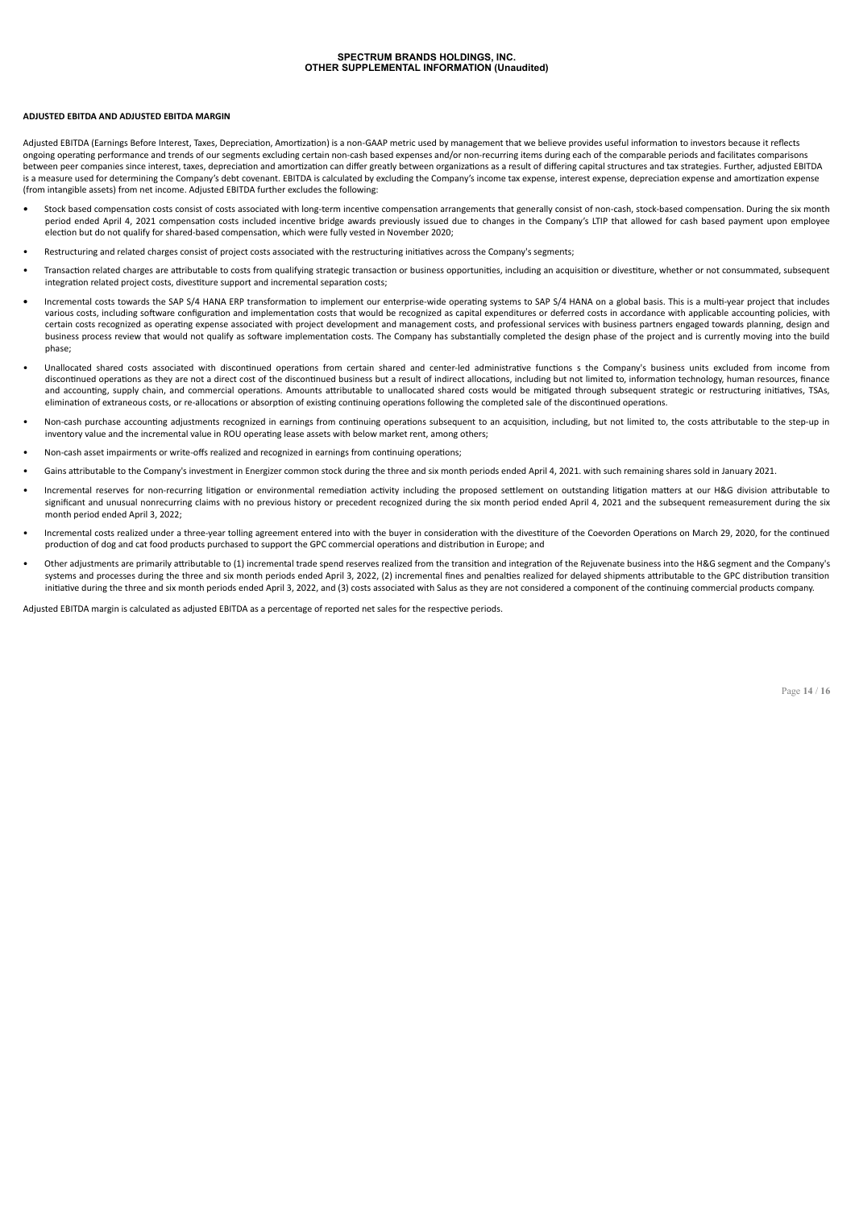**ADJUSTED EBITDA AND ADJUSTED EBITDA MARGIN**

Adjusted EBITDA (Earnings Before Interest, Taxes, Depreciation, Amortization) is a non-GAAP metric used by management that we believe provides useful information to investors because it reflects ongoing operating performance and trends of our segments excluding certain non-cash based expenses and/or non-recurring items during each of the comparable periods and facilitates comparisons between peer companies since interest, taxes, depreciation and amortization can differ greatly between organizations as a result of differing capital structures and tax strategies. Further, adjusted EBITDA is a measure used for determining the Company's debt covenant. EBITDA is calculated by excluding the Company's income tax expense, interest expense, depreciation expense and amortization expense (from intangible assets) from net income. Adjusted EBITDA further excludes the following:

- Stock based compensation costs consist of costs associated with long-term incentive compensation arrangements that generally consist of non-cash, stock-based compensation. During the six month period ended April 4, 2021 compensation costs included incentive bridge awards previously issued due to changes in the Company's LTIP that allowed for cash based payment upon employee election but do not qualify for shared-based compensation, which were fully vested in November 2020;
- Restructuring and related charges consist of project costs associated with the restructuring initiatives across the Company's segments;
- Transaction related charges are attributable to costs from qualifying strategic transaction or business opportunities, including an acquisition or divestiture, whether or not consummated, subsequent integration related project costs, divestiture support and incremental separation costs;
- Incremental costs towards the SAP S/4 HANA ERP transformation to implement our enterprise-wide operating systems to SAP S/4 HANA on a global basis. This is a multi-year project that includes various costs, including software configuration and implementation costs that would be recognized as capital expenditures or deferred costs in accordance with applicable accounting policies, with certain costs recognized as operating expense associated with project development and management costs, and professional services with business partners engaged towards planning, design and business process review that would not qualify as software implementation costs. The Company has substantially completed the design phase of the project and is currently moving into the build phase;
- Unallocated shared costs associated with discontinued operations from certain shared and center-led administrative functions s the Company's business units excluded from income from discontinued operations as they are not a direct cost of the discontinued business but a result of indirect allocations, including but not limited to, information technology, human resources, finance and accounting, supply chain, and commercial operations. Amounts attributable to unallocated shared costs would be mitigated through subsequent strategic or restructuring initiatives, TSAs, elimination of extraneous costs, or re-allocations or absorption of existing continuing operations following the completed sale of the discontinued operations.
- Non-cash purchase accounting adjustments recognized in earnings from continuing operations subsequent to an acquisition, including, but not limited to, the costs attributable to the step-up in inventory value and the incremental value in ROU operating lease assets with below market rent, among others;
- Non-cash asset impairments or write-offs realized and recognized in earnings from continuing operations;
- Gains attributable to the Company's investment in Energizer common stock during the three and six month periods ended April 4, 2021. with such remaining shares sold in January 2021.
- Incremental reserves for non-recurring litigation or environmental remediation activity including the proposed settlement on outstanding litigation matters at our H&G division attributable to significant and unusual nonrecurring claims with no previous history or precedent recognized during the six month period ended April 4, 2021 and the subsequent remeasurement during the six month period ended April 3, 2022;
- Incremental costs realized under a three-year tolling agreement entered into with the buyer in consideration with the divestiture of the Coevorden Operations on March 29, 2020, for the continued production of dog and cat food products purchased to support the GPC commercial operations and distribution in Europe; and
- Other adjustments are primarily attributable to (1) incremental trade spend reserves realized from the transition and integration of the Rejuvenate business into the H&G segment and the Company's systems and processes during the three and six month periods ended April 3, 2022, (2) incremental fines and penalties realized for delayed shipments attributable to the GPC distribution transition initiative during the three and six month periods ended April 3, 2022, and (3) costs associated with Salus as they are not considered a component of the continuing commercial products company.

Adjusted EBITDA margin is calculated as adjusted EBITDA as a percentage of reported net sales for the respective periods.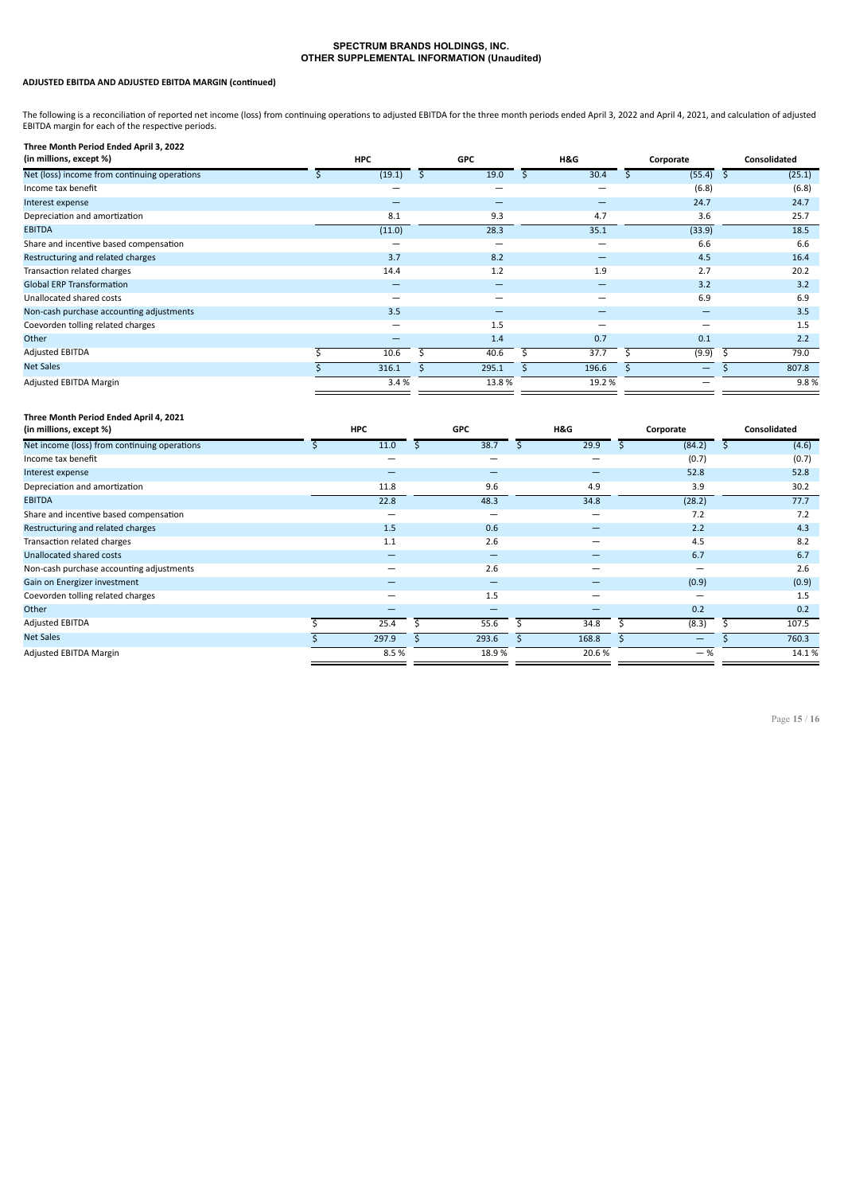**SPECTRUM BRANDS HOLDINGS, INC.**
**OTHER SUPPLEMENTAL INFORMATION (Unaudited)**

**ADJUSTED EBITDA AND ADJUSTED EBITDA MARGIN (continued)**

The following is a reconciliation of reported net income (loss) from continuing operations to adjusted EBITDA for the three month periods ended April 3, 2022 and April 4, 2021, and calculation of adjusted EBITDA margin for each of the respective periods.

| Three Month Period Ended April 3, 2022 (in millions, except %) | HPC | GPC | H&G | Corporate | Consolidated |
|---|---|---|---|---|---|
| Net (loss) income from continuing operations | $ (19.1) | $ 19.0 | $ 30.4 | $ (55.4) | $ (25.1) |
| Income tax benefit | — | — | — | (6.8) | (6.8) |
| Interest expense | — | — | — | 24.7 | 24.7 |
| Depreciation and amortization | 8.1 | 9.3 | 4.7 | 3.6 | 25.7 |
| EBITDA | (11.0) | 28.3 | 35.1 | (33.9) | 18.5 |
| Share and incentive based compensation | — | — | — | 6.6 | 6.6 |
| Restructuring and related charges | 3.7 | 8.2 | — | 4.5 | 16.4 |
| Transaction related charges | 14.4 | 1.2 | 1.9 | 2.7 | 20.2 |
| Global ERP Transformation | — | — | — | 3.2 | 3.2 |
| Unallocated shared costs | — | — | — | 6.9 | 6.9 |
| Non-cash purchase accounting adjustments | 3.5 | — | — | — | 3.5 |
| Coevorden tolling related charges | — | 1.5 | — | — | 1.5 |
| Other | — | 1.4 | 0.7 | 0.1 | 2.2 |
| Adjusted EBITDA | $ 10.6 | $ 40.6 | $ 37.7 | $ (9.9) | $ 79.0 |
| Net Sales | $ 316.1 | $ 295.1 | $ 196.6 | $ — | $ 807.8 |
| Adjusted EBITDA Margin | 3.4 % | 13.8 % | 19.2 % | — | 9.8 % |

| Three Month Period Ended April 4, 2021 (in millions, except %) | HPC | GPC | H&G | Corporate | Consolidated |
|---|---|---|---|---|---|
| Net income (loss) from continuing operations | $ 11.0 | $ 38.7 | $ 29.9 | $ (84.2) | $ (4.6) |
| Income tax benefit | — | — | — | (0.7) | (0.7) |
| Interest expense | — | — | — | 52.8 | 52.8 |
| Depreciation and amortization | 11.8 | 9.6 | 4.9 | 3.9 | 30.2 |
| EBITDA | 22.8 | 48.3 | 34.8 | (28.2) | 77.7 |
| Share and incentive based compensation | — | — | — | 7.2 | 7.2 |
| Restructuring and related charges | 1.5 | 0.6 | — | 2.2 | 4.3 |
| Transaction related charges | 1.1 | 2.6 | — | 4.5 | 8.2 |
| Unallocated shared costs | — | — | — | 6.7 | 6.7 |
| Non-cash purchase accounting adjustments | — | 2.6 | — | — | 2.6 |
| Gain on Energizer investment | — | — | — | (0.9) | (0.9) |
| Coevorden tolling related charges | — | 1.5 | — | — | 1.5 |
| Other | — | — | — | 0.2 | 0.2 |
| Adjusted EBITDA | $ 25.4 | $ 55.6 | $ 34.8 | $ (8.3) | $ 107.5 |
| Net Sales | $ 297.9 | $ 293.6 | $ 168.8 | $ — | $ 760.3 |
| Adjusted EBITDA Margin | 8.5 % | 18.9 % | 20.6 % | — % | 14.1 % |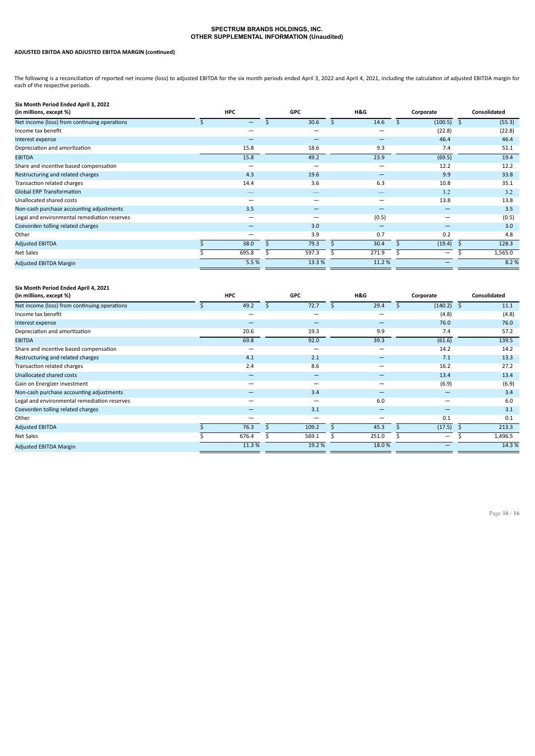**SPECTRUM BRANDS HOLDINGS, INC.**
**OTHER SUPPLEMENTAL INFORMATION (Unaudited)**

**ADJUSTED EBITDA AND ADJUSTED EBITDA MARGIN (continued)**

The following is a reconciliation of reported net income (loss) to adjusted EBITDA for the six month periods ended April 3, 2022 and April 4, 2021, including the calculation of adjusted EBITDA margin for each of the respective periods.

| **Six Month Period Ended April 3, 2022 (in millions, except %)** | **HPC** | **GPC** | **H&G** | **Corporate** | **Consolidated** |
|---|---|---|---|---|---|
| Net income (loss) from continuing operations | $ — | $ 30.6 | $ 14.6 | $ (100.5) | $ (55.3) |
| Income tax benefit | — | — | — | (22.8) | (22.8) |
| Interest expense | — | — | — | 46.4 | 46.4 |
| Depreciation and amortization | 15.8 | 18.6 | 9.3 | 7.4 | 51.1 |
| EBITDA | 15.8 | 49.2 | 23.9 | (69.5) | 19.4 |
| Share and incentive based compensation | — | — | — | 12.2 | 12.2 |
| Restructuring and related charges | 4.3 | 19.6 | — | 9.9 | 33.8 |
| Transaction related charges | 14.4 | 3.6 | 6.3 | 10.8 | 35.1 |
| Global ERP Transformation | — | — | — | 3.2 | 3.2 |
| Unallocated shared costs | — | — | — | 13.8 | 13.8 |
| Non-cash purchase accounting adjustments | 3.5 | — | — | — | 3.5 |
| Legal and environmental remediation reserves | — | — | (0.5) | — | (0.5) |
| Coevorden tolling related charges | — | 3.0 | — | — | 3.0 |
| Other | — | 3.9 | 0.7 | 0.2 | 4.8 |
| Adjusted EBITDA | $ 38.0 | $ 79.3 | $ 30.4 | $ (19.4) | $ 128.3 |
| Net Sales | $ 695.8 | $ 597.3 | $ 271.9 | $ — | $ 1,565.0 |
| Adjusted EBITDA Margin | 5.5 % | 13.3 % | 11.2 % | — | 8.2 % |

| **Six Month Period Ended April 4, 2021 (in millions, except %)** | **HPC** | **GPC** | **H&G** | **Corporate** | **Consolidated** |
|---|---|---|---|---|---|
| Net income (loss) from continuing operations | $ 49.2 | $ 72.7 | $ 29.4 | $ (140.2) | $ 11.1 |
| Income tax benefit | — | — | — | (4.8) | (4.8) |
| Interest expense | — | — | — | 76.0 | 76.0 |
| Depreciation and amortization | 20.6 | 19.3 | 9.9 | 7.4 | 57.2 |
| EBITDA | 69.8 | 92.0 | 39.3 | (61.6) | 139.5 |
| Share and incentive based compensation | — | — | — | 14.2 | 14.2 |
| Restructuring and related charges | 4.1 | 2.1 | — | 7.1 | 13.3 |
| Transaction related charges | 2.4 | 8.6 | — | 16.2 | 27.2 |
| Unallocated shared costs | — | — | — | 13.4 | 13.4 |
| Gain on Energizer investment | — | — | — | (6.9) | (6.9) |
| Non-cash purchase accounting adjustments | — | 3.4 | — | — | 3.4 |
| Legal and environmental remediation reserves | — | — | 6.0 | — | 6.0 |
| Coevorden tolling related charges | — | 3.1 | — | — | 3.1 |
| Other | — | — | — | 0.1 | 0.1 |
| Adjusted EBITDA | $ 76.3 | $ 109.2 | $ 45.3 | $ (17.5) | $ 213.3 |
| Net Sales | $ 676.4 | $ 569.1 | $ 251.0 | $ — | $ 1,496.5 |
| Adjusted EBITDA Margin | 11.3 % | 19.2 % | 18.0 % | — | 14.3 % |